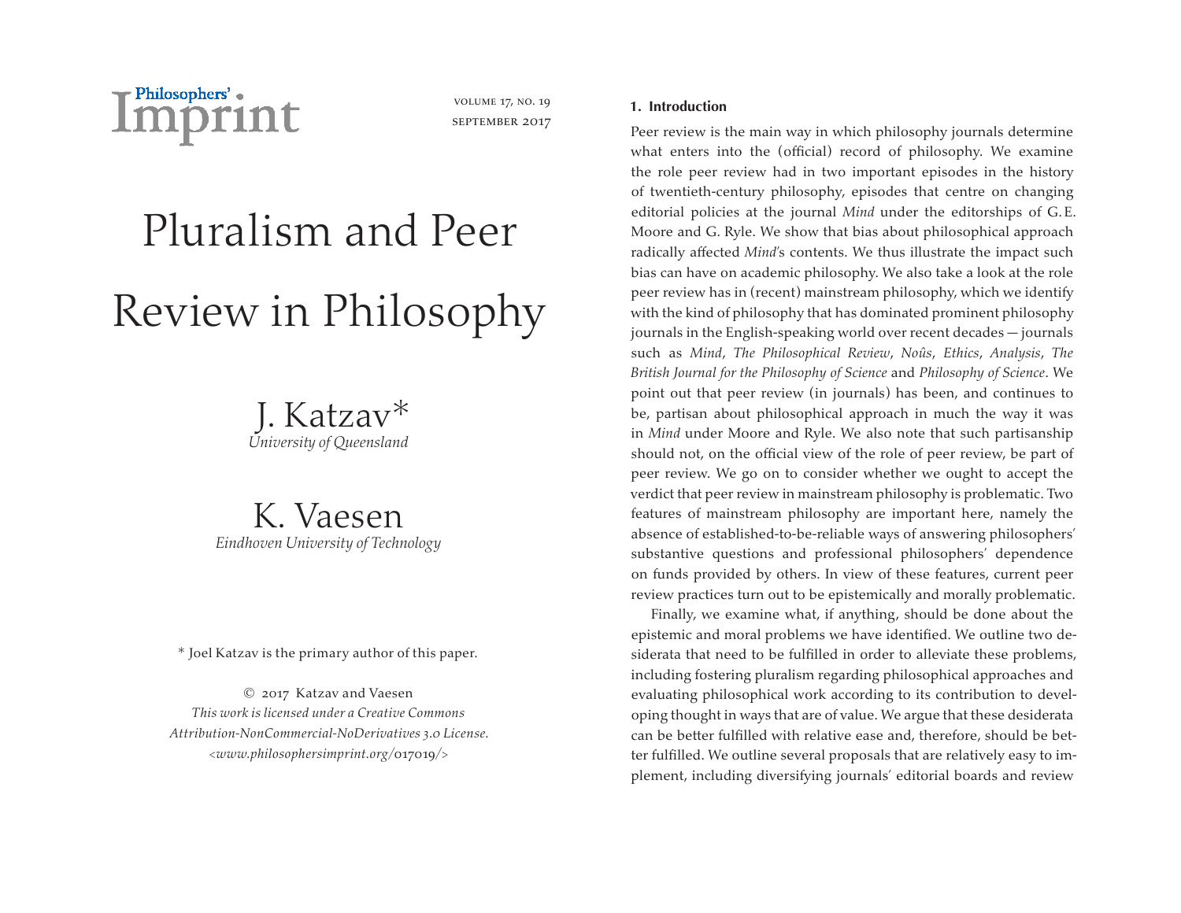# Pluralism and Peer Review in Philosophy

J. Katzav*
*University of Queensland*

K. Vaesen
*Eindhoven University of Technology*

* Joel Katzav is the primary author of this paper.

© 2017 Katzav and Vaesen
*This work is licensed under a Creative Commons Attribution-NonCommercial-NoDerivatives 3.0 License.*
*<www.philosophersimprint.org/017019/>*

## 1. Introduction

Peer review is the main way in which philosophy journals determine what enters into the (official) record of philosophy. We examine the role peer review had in two important episodes in the history of twentieth-century philosophy, episodes that centre on changing editorial policies at the journal *Mind* under the editorships of G. E. Moore and G. Ryle. We show that bias about philosophical approach radically affected *Mind*'s contents. We thus illustrate the impact such bias can have on academic philosophy. We also take a look at the role peer review has in (recent) mainstream philosophy, which we identify with the kind of philosophy that has dominated prominent philosophy journals in the English-speaking world over recent decades — journals such as *Mind*, *The Philosophical Review*, *Noûs*, *Ethics*, *Analysis*, *The British Journal for the Philosophy of Science* and *Philosophy of Science*. We point out that peer review (in journals) has been, and continues to be, partisan about philosophical approach in much the way it was in *Mind* under Moore and Ryle. We also note that such partisanship should not, on the official view of the role of peer review, be part of peer review. We go on to consider whether we ought to accept the verdict that peer review in mainstream philosophy is problematic. Two features of mainstream philosophy are important here, namely the absence of established-to-be-reliable ways of answering philosophers' substantive questions and professional philosophers' dependence on funds provided by others. In view of these features, current peer review practices turn out to be epistemically and morally problematic.

Finally, we examine what, if anything, should be done about the epistemic and moral problems we have identified. We outline two desiderata that need to be fulfilled in order to alleviate these problems, including fostering pluralism regarding philosophical approaches and evaluating philosophical work according to its contribution to developing thought in ways that are of value. We argue that these desiderata can be better fulfilled with relative ease and, therefore, should be better fulfilled. We outline several proposals that are relatively easy to implement, including diversifying journals' editorial boards and review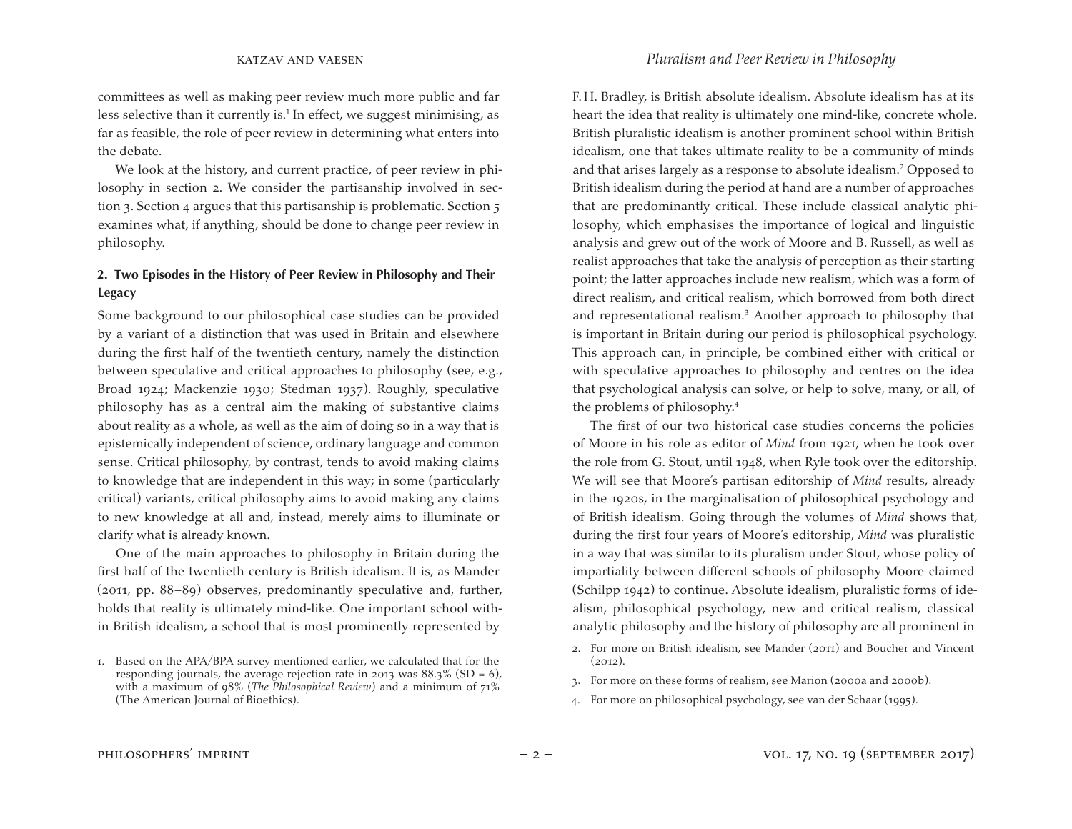committees as well as making peer review much more public and far less selective than it currently is.[1] In effect, we suggest minimising, as far as feasible, the role of peer review in determining what enters into the debate.

We look at the history, and current practice, of peer review in philosophy in section 2. We consider the partisanship involved in section 3. Section 4 argues that this partisanship is problematic. Section 5 examines what, if anything, should be done to change peer review in philosophy.

## 2. Two Episodes in the History of Peer Review in Philosophy and Their Legacy

Some background to our philosophical case studies can be provided by a variant of a distinction that was used in Britain and elsewhere during the first half of the twentieth century, namely the distinction between speculative and critical approaches to philosophy (see, e.g., Broad 1924; Mackenzie 1930; Stedman 1937). Roughly, speculative philosophy has as a central aim the making of substantive claims about reality as a whole, as well as the aim of doing so in a way that is epistemically independent of science, ordinary language and common sense. Critical philosophy, by contrast, tends to avoid making claims to knowledge that are independent in this way; in some (particularly critical) variants, critical philosophy aims to avoid making any claims to new knowledge at all and, instead, merely aims to illuminate or clarify what is already known.

One of the main approaches to philosophy in Britain during the first half of the twentieth century is British idealism. It is, as Mander (2011, pp. 88–89) observes, predominantly speculative and, further, holds that reality is ultimately mind-like. One important school within British idealism, a school that is most prominently represented by F. H. Bradley, is British absolute idealism. Absolute idealism has at its heart the idea that reality is ultimately one mind-like, concrete whole. British pluralistic idealism is another prominent school within British idealism, one that takes ultimate reality to be a community of minds and that arises largely as a response to absolute idealism.[2] Opposed to British idealism during the period at hand are a number of approaches that are predominantly critical. These include classical analytic philosophy, which emphasises the importance of logical and linguistic analysis and grew out of the work of Moore and B. Russell, as well as realist approaches that take the analysis of perception as their starting point; the latter approaches include new realism, which was a form of direct realism, and critical realism, which borrowed from both direct and representational realism.[3] Another approach to philosophy that is important in Britain during our period is philosophical psychology. This approach can, in principle, be combined either with critical or with speculative approaches to philosophy and centres on the idea that psychological analysis can solve, or help to solve, many, or all, of the problems of philosophy.[4]

The first of our two historical case studies concerns the policies of Moore in his role as editor of *Mind* from 1921, when he took over the role from G. Stout, until 1948, when Ryle took over the editorship. We will see that Moore's partisan editorship of *Mind* results, already in the 1920s, in the marginalisation of philosophical psychology and of British idealism. Going through the volumes of *Mind* shows that, during the first four years of Moore's editorship, *Mind* was pluralistic in a way that was similar to its pluralism under Stout, whose policy of impartiality between different schools of philosophy Moore claimed (Schilpp 1942) to continue. Absolute idealism, pluralistic forms of idealism, philosophical psychology, new and critical realism, classical analytic philosophy and the history of philosophy are all prominent in

1. Based on the APA/BPA survey mentioned earlier, we calculated that for the responding journals, the average rejection rate in 2013 was 88.3% (SD = 6), with a maximum of 98% (*The Philosophical Review*) and a minimum of 71% (The American Journal of Bioethics).

2. For more on British idealism, see Mander (2011) and Boucher and Vincent (2012).

3. For more on these forms of realism, see Marion (2000a and 2000b).

4. For more on philosophical psychology, see van der Schaar (1995).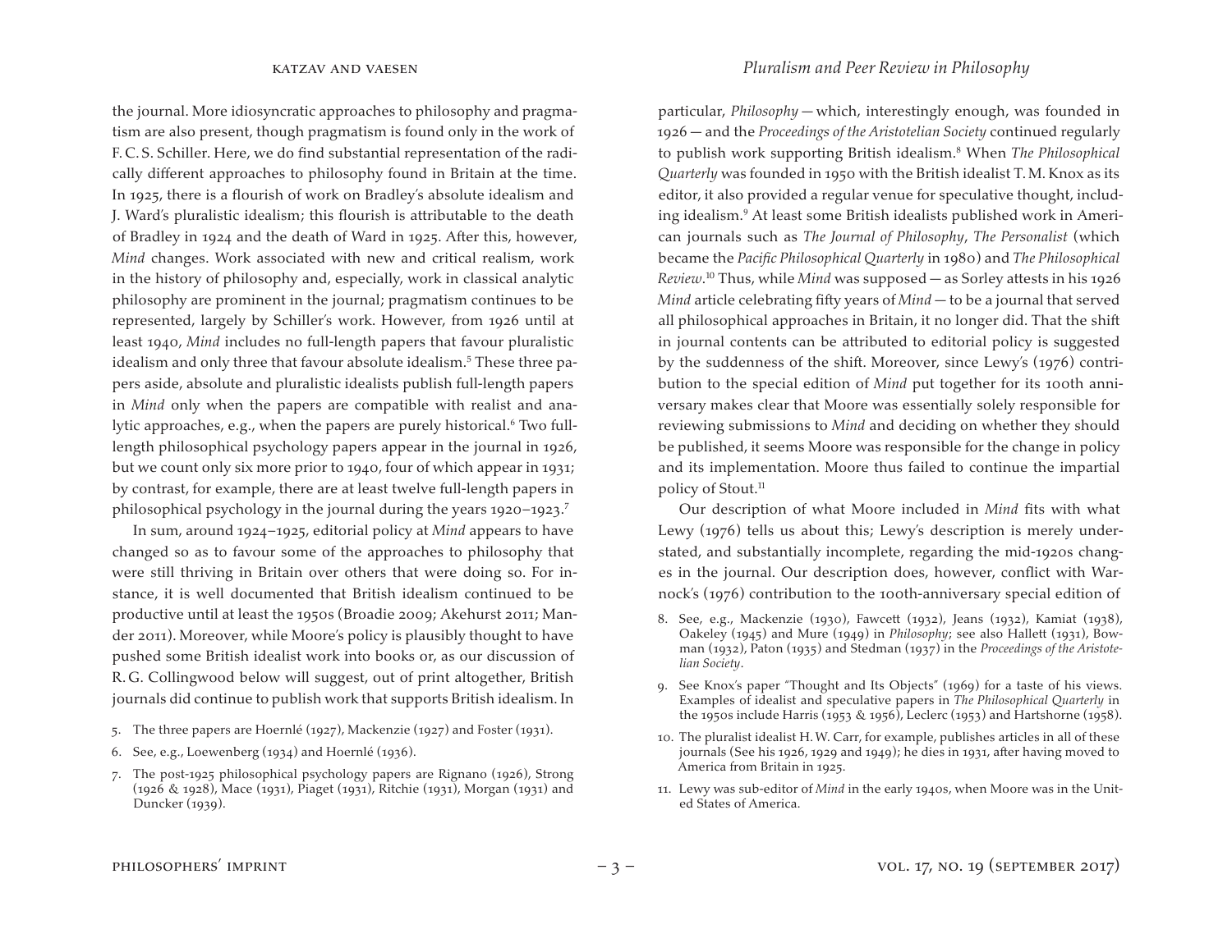the journal. More idiosyncratic approaches to philosophy and pragmatism are also present, though pragmatism is found only in the work of F. C. S. Schiller. Here, we do find substantial representation of the radically different approaches to philosophy found in Britain at the time. In 1925, there is a flourish of work on Bradley's absolute idealism and J. Ward's pluralistic idealism; this flourish is attributable to the death of Bradley in 1924 and the death of Ward in 1925. After this, however, *Mind* changes. Work associated with new and critical realism, work in the history of philosophy and, especially, work in classical analytic philosophy are prominent in the journal; pragmatism continues to be represented, largely by Schiller's work. However, from 1926 until at least 1940, *Mind* includes no full-length papers that favour pluralistic idealism and only three that favour absolute idealism.[5] These three papers aside, absolute and pluralistic idealists publish full-length papers in *Mind* only when the papers are compatible with realist and analytic approaches, e.g., when the papers are purely historical.[6] Two full-length philosophical psychology papers appear in the journal in 1926, but we count only six more prior to 1940, four of which appear in 1931; by contrast, for example, there are at least twelve full-length papers in philosophical psychology in the journal during the years 1920–1923.[7]

In sum, around 1924–1925, editorial policy at *Mind* appears to have changed so as to favour some of the approaches to philosophy that were still thriving in Britain over others that were doing so. For instance, it is well documented that British idealism continued to be productive until at least the 1950s (Broadie 2009; Akehurst 2011; Mander 2011). Moreover, while Moore's policy is plausibly thought to have pushed some British idealist work into books or, as our discussion of R. G. Collingwood below will suggest, out of print altogether, British journals did continue to publish work that supports British idealism. In particular, *Philosophy* — which, interestingly enough, was founded in 1926 — and the *Proceedings of the Aristotelian Society* continued regularly to publish work supporting British idealism.[8] When *The Philosophical Quarterly* was founded in 1950 with the British idealist T. M. Knox as its editor, it also provided a regular venue for speculative thought, including idealism.[9] At least some British idealists published work in American journals such as *The Journal of Philosophy*, *The Personalist* (which became the *Pacific Philosophical Quarterly* in 1980) and *The Philosophical Review*.[10] Thus, while *Mind* was supposed — as Sorley attests in his 1926 *Mind* article celebrating fifty years of *Mind* — to be a journal that served all philosophical approaches in Britain, it no longer did. That the shift in journal contents can be attributed to editorial policy is suggested by the suddenness of the shift. Moreover, since Lewy's (1976) contribution to the special edition of *Mind* put together for its 100th anniversary makes clear that Moore was essentially solely responsible for reviewing submissions to *Mind* and deciding on whether they should be published, it seems Moore was responsible for the change in policy and its implementation. Moore thus failed to continue the impartial policy of Stout.[11]

Our description of what Moore included in *Mind* fits with what Lewy (1976) tells us about this; Lewy's description is merely understated, and substantially incomplete, regarding the mid-1920s changes in the journal. Our description does, however, conflict with Warnock's (1976) contribution to the 100th-anniversary special edition of

5. The three papers are Hoernlé (1927), Mackenzie (1927) and Foster (1931).

6. See, e.g., Loewenberg (1934) and Hoernlé (1936).

7. The post-1925 philosophical psychology papers are Rignano (1926), Strong (1926 & 1928), Mace (1931), Piaget (1931), Ritchie (1931), Morgan (1931) and Duncker (1939).

8. See, e.g., Mackenzie (1930), Fawcett (1932), Jeans (1932), Kamiat (1938), Oakeley (1945) and Mure (1949) in *Philosophy*; see also Hallett (1931), Bowman (1932), Paton (1935) and Stedman (1937) in the *Proceedings of the Aristotelian Society*.

9. See Knox's paper "Thought and Its Objects" (1969) for a taste of his views. Examples of idealist and speculative papers in *The Philosophical Quarterly* in the 1950s include Harris (1953 & 1956), Leclerc (1953) and Hartshorne (1958).

10. The pluralist idealist H. W. Carr, for example, publishes articles in all of these journals (See his 1926, 1929 and 1949); he dies in 1931, after having moved to America from Britain in 1925.

11. Lewy was sub-editor of *Mind* in the early 1940s, when Moore was in the United States of America.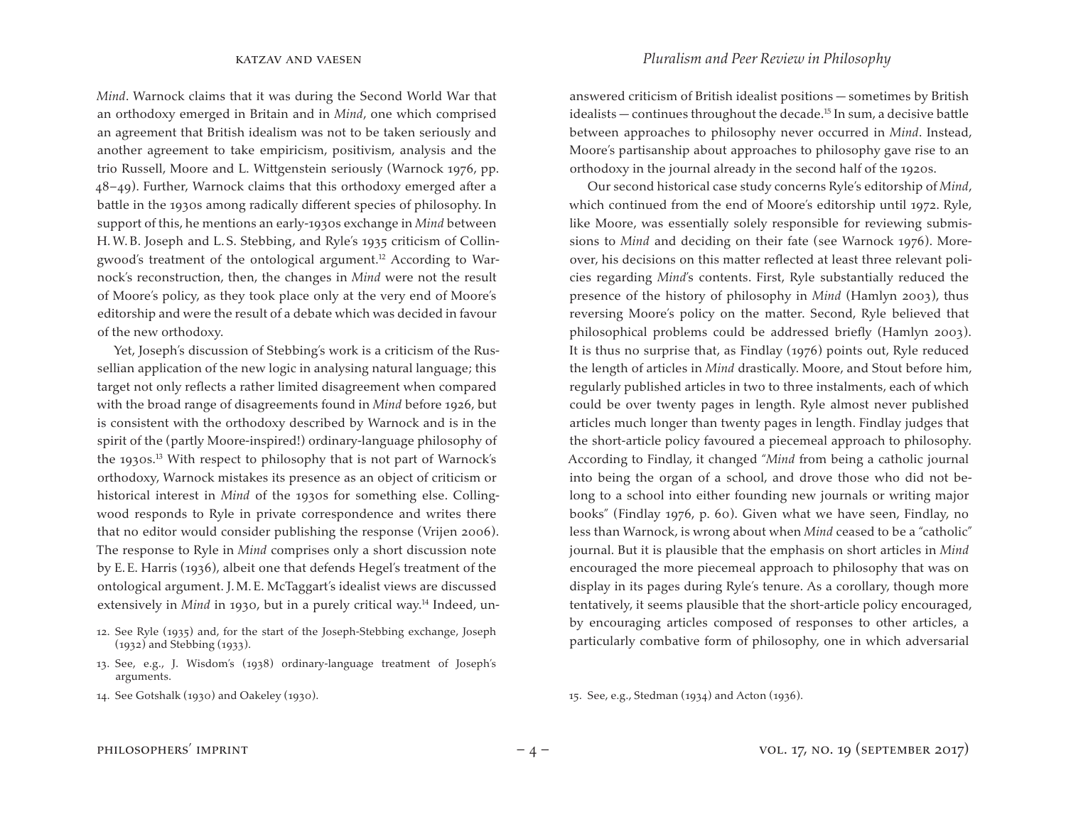*Mind*. Warnock claims that it was during the Second World War that an orthodoxy emerged in Britain and in *Mind*, one which comprised an agreement that British idealism was not to be taken seriously and another agreement to take empiricism, positivism, analysis and the trio Russell, Moore and L. Wittgenstein seriously (Warnock 1976, pp. 48–49). Further, Warnock claims that this orthodoxy emerged after a battle in the 1930s among radically different species of philosophy. In support of this, he mentions an early-1930s exchange in *Mind* between H. W. B. Joseph and L. S. Stebbing, and Ryle's 1935 criticism of Collingwood's treatment of the ontological argument.[12] According to Warnock's reconstruction, then, the changes in *Mind* were not the result of Moore's policy, as they took place only at the very end of Moore's editorship and were the result of a debate which was decided in favour of the new orthodoxy.

Yet, Joseph's discussion of Stebbing's work is a criticism of the Russellian application of the new logic in analysing natural language; this target not only reflects a rather limited disagreement when compared with the broad range of disagreements found in *Mind* before 1926, but is consistent with the orthodoxy described by Warnock and is in the spirit of the (partly Moore-inspired!) ordinary-language philosophy of the 1930s.[13] With respect to philosophy that is not part of Warnock's orthodoxy, Warnock mistakes its presence as an object of criticism or historical interest in *Mind* of the 1930s for something else. Collingwood responds to Ryle in private correspondence and writes there that no editor would consider publishing the response (Vrijen 2006). The response to Ryle in *Mind* comprises only a short discussion note by E. E. Harris (1936), albeit one that defends Hegel's treatment of the ontological argument. J. M. E. McTaggart's idealist views are discussed extensively in *Mind* in 1930, but in a purely critical way.[14] Indeed, unanswered criticism of British idealist positions — sometimes by British idealists — continues throughout the decade.[15] In sum, a decisive battle between approaches to philosophy never occurred in *Mind*. Instead, Moore's partisanship about approaches to philosophy gave rise to an orthodoxy in the journal already in the second half of the 1920s.

Our second historical case study concerns Ryle's editorship of *Mind*, which continued from the end of Moore's editorship until 1972. Ryle, like Moore, was essentially solely responsible for reviewing submissions to *Mind* and deciding on their fate (see Warnock 1976). Moreover, his decisions on this matter reflected at least three relevant policies regarding *Mind*'s contents. First, Ryle substantially reduced the presence of the history of philosophy in *Mind* (Hamlyn 2003), thus reversing Moore's policy on the matter. Second, Ryle believed that philosophical problems could be addressed briefly (Hamlyn 2003). It is thus no surprise that, as Findlay (1976) points out, Ryle reduced the length of articles in *Mind* drastically. Moore, and Stout before him, regularly published articles in two to three instalments, each of which could be over twenty pages in length. Ryle almost never published articles much longer than twenty pages in length. Findlay judges that the short-article policy favoured a piecemeal approach to philosophy. According to Findlay, it changed "*Mind* from being a catholic journal into being the organ of a school, and drove those who did not belong to a school into either founding new journals or writing major books" (Findlay 1976, p. 60). Given what we have seen, Findlay, no less than Warnock, is wrong about when *Mind* ceased to be a "catholic" journal. But it is plausible that the emphasis on short articles in *Mind* encouraged the more piecemeal approach to philosophy that was on display in its pages during Ryle's tenure. As a corollary, though more tentatively, it seems plausible that the short-article policy encouraged, by encouraging articles composed of responses to other articles, a particularly combative form of philosophy, one in which adversarial

12. See Ryle (1935) and, for the start of the Joseph-Stebbing exchange, Joseph (1932) and Stebbing (1933).

13. See, e.g., J. Wisdom's (1938) ordinary-language treatment of Joseph's arguments.

14. See Gotshalk (1930) and Oakeley (1930).

15. See, e.g., Stedman (1934) and Acton (1936).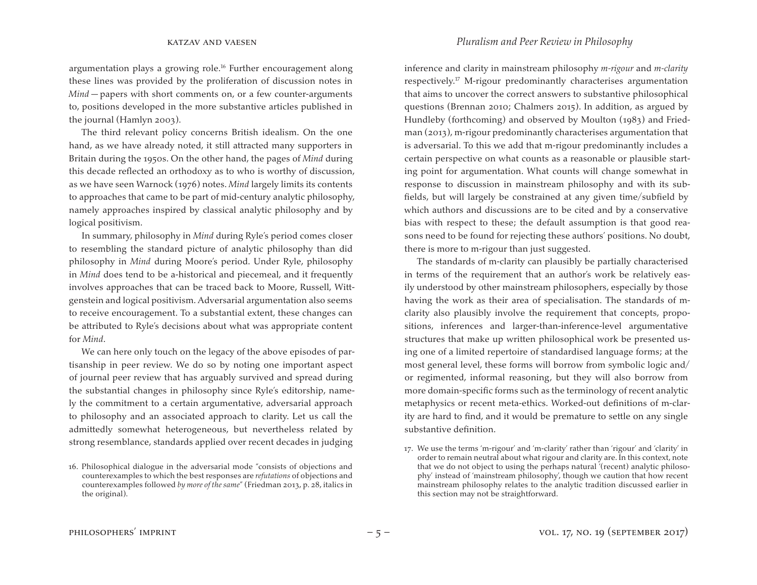argumentation plays a growing role.[16] Further encouragement along these lines was provided by the proliferation of discussion notes in *Mind* — papers with short comments on, or a few counter-arguments to, positions developed in the more substantive articles published in the journal (Hamlyn 2003).

The third relevant policy concerns British idealism. On the one hand, as we have already noted, it still attracted many supporters in Britain during the 1950s. On the other hand, the pages of *Mind* during this decade reflected an orthodoxy as to who is worthy of discussion, as we have seen Warnock (1976) notes. *Mind* largely limits its contents to approaches that came to be part of mid-century analytic philosophy, namely approaches inspired by classical analytic philosophy and by logical positivism.

In summary, philosophy in *Mind* during Ryle's period comes closer to resembling the standard picture of analytic philosophy than did philosophy in *Mind* during Moore's period. Under Ryle, philosophy in *Mind* does tend to be a-historical and piecemeal, and it frequently involves approaches that can be traced back to Moore, Russell, Wittgenstein and logical positivism. Adversarial argumentation also seems to receive encouragement. To a substantial extent, these changes can be attributed to Ryle's decisions about what was appropriate content for *Mind*.

We can here only touch on the legacy of the above episodes of partisanship in peer review. We do so by noting one important aspect of journal peer review that has arguably survived and spread during the substantial changes in philosophy since Ryle's editorship, namely the commitment to a certain argumentative, adversarial approach to philosophy and an associated approach to clarity. Let us call the admittedly somewhat heterogeneous, but nevertheless related by strong resemblance, standards applied over recent decades in judging inference and clarity in mainstream philosophy *m-rigour* and *m-clarity* respectively.[17] M-rigour predominantly characterises argumentation that aims to uncover the correct answers to substantive philosophical questions (Brennan 2010; Chalmers 2015). In addition, as argued by Hundleby (forthcoming) and observed by Moulton (1983) and Friedman (2013), m-rigour predominantly characterises argumentation that is adversarial. To this we add that m-rigour predominantly includes a certain perspective on what counts as a reasonable or plausible starting point for argumentation. What counts will change somewhat in response to discussion in mainstream philosophy and with its subfields, but will largely be constrained at any given time/subfield by which authors and discussions are to be cited and by a conservative bias with respect to these; the default assumption is that good reasons need to be found for rejecting these authors' positions. No doubt, there is more to m-rigour than just suggested.

The standards of m-clarity can plausibly be partially characterised in terms of the requirement that an author's work be relatively easily understood by other mainstream philosophers, especially by those having the work as their area of specialisation. The standards of m-clarity also plausibly involve the requirement that concepts, propositions, inferences and larger-than-inference-level argumentative structures that make up written philosophical work be presented using one of a limited repertoire of standardised language forms; at the most general level, these forms will borrow from symbolic logic and/or regimented, informal reasoning, but they will also borrow from more domain-specific forms such as the terminology of recent analytic metaphysics or recent meta-ethics. Worked-out definitions of m-clarity are hard to find, and it would be premature to settle on any single substantive definition.

16. Philosophical dialogue in the adversarial mode "consists of objections and counterexamples to which the best responses are *refutations* of objections and counterexamples followed *by more of the same*" (Friedman 2013, p. 28, italics in the original).

17. We use the terms 'm-rigour' and 'm-clarity' rather than 'rigour' and 'clarity' in order to remain neutral about what rigour and clarity are. In this context, note that we do not object to using the perhaps natural '(recent) analytic philosophy' instead of 'mainstream philosophy', though we caution that how recent mainstream philosophy relates to the analytic tradition discussed earlier in this section may not be straightforward.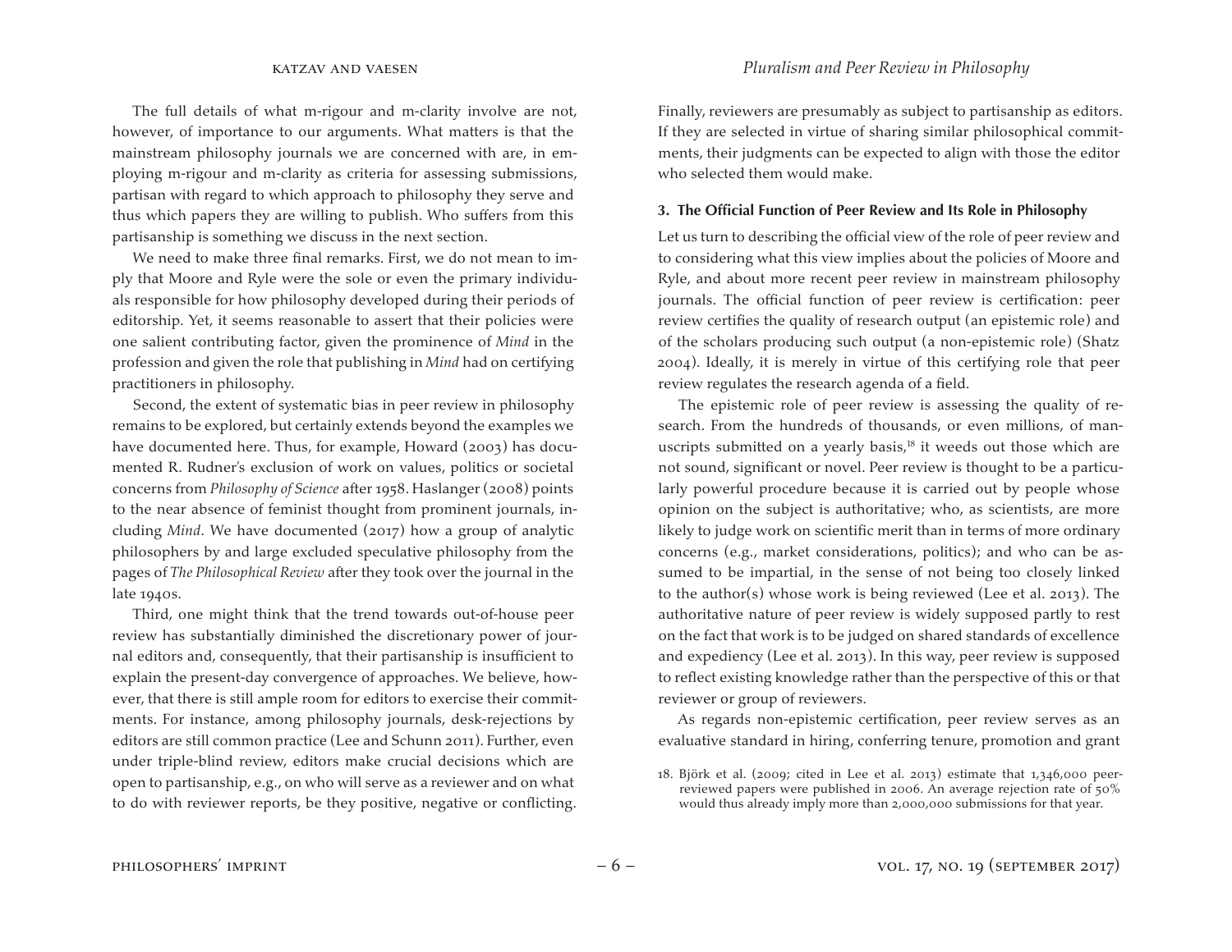The full details of what m-rigour and m-clarity involve are not, however, of importance to our arguments. What matters is that the mainstream philosophy journals we are concerned with are, in employing m-rigour and m-clarity as criteria for assessing submissions, partisan with regard to which approach to philosophy they serve and thus which papers they are willing to publish. Who suffers from this partisanship is something we discuss in the next section.

We need to make three final remarks. First, we do not mean to imply that Moore and Ryle were the sole or even the primary individuals responsible for how philosophy developed during their periods of editorship. Yet, it seems reasonable to assert that their policies were one salient contributing factor, given the prominence of *Mind* in the profession and given the role that publishing in *Mind* had on certifying practitioners in philosophy.

Second, the extent of systematic bias in peer review in philosophy remains to be explored, but certainly extends beyond the examples we have documented here. Thus, for example, Howard (2003) has documented R. Rudner's exclusion of work on values, politics or societal concerns from *Philosophy of Science* after 1958. Haslanger (2008) points to the near absence of feminist thought from prominent journals, including *Mind*. We have documented (2017) how a group of analytic philosophers by and large excluded speculative philosophy from the pages of *The Philosophical Review* after they took over the journal in the late 1940s.

Third, one might think that the trend towards out-of-house peer review has substantially diminished the discretionary power of journal editors and, consequently, that their partisanship is insufficient to explain the present-day convergence of approaches. We believe, however, that there is still ample room for editors to exercise their commitments. For instance, among philosophy journals, desk-rejections by editors are still common practice (Lee and Schunn 2011). Further, even under triple-blind review, editors make crucial decisions which are open to partisanship, e.g., on who will serve as a reviewer and on what to do with reviewer reports, be they positive, negative or conflicting. Finally, reviewers are presumably as subject to partisanship as editors. If they are selected in virtue of sharing similar philosophical commitments, their judgments can be expected to align with those the editor who selected them would make.

### 3. The Official Function of Peer Review and Its Role in Philosophy

Let us turn to describing the official view of the role of peer review and to considering what this view implies about the policies of Moore and Ryle, and about more recent peer review in mainstream philosophy journals. The official function of peer review is certification: peer review certifies the quality of research output (an epistemic role) and of the scholars producing such output (a non-epistemic role) (Shatz 2004). Ideally, it is merely in virtue of this certifying role that peer review regulates the research agenda of a field.

The epistemic role of peer review is assessing the quality of research. From the hundreds of thousands, or even millions, of manuscripts submitted on a yearly basis,[18] it weeds out those which are not sound, significant or novel. Peer review is thought to be a particularly powerful procedure because it is carried out by people whose opinion on the subject is authoritative; who, as scientists, are more likely to judge work on scientific merit than in terms of more ordinary concerns (e.g., market considerations, politics); and who can be assumed to be impartial, in the sense of not being too closely linked to the author(s) whose work is being reviewed (Lee et al. 2013). The authoritative nature of peer review is widely supposed partly to rest on the fact that work is to be judged on shared standards of excellence and expediency (Lee et al. 2013). In this way, peer review is supposed to reflect existing knowledge rather than the perspective of this or that reviewer or group of reviewers.

As regards non-epistemic certification, peer review serves as an evaluative standard in hiring, conferring tenure, promotion and grant

18. Björk et al. (2009; cited in Lee et al. 2013) estimate that 1,346,000 peer-reviewed papers were published in 2006. An average rejection rate of 50% would thus already imply more than 2,000,000 submissions for that year.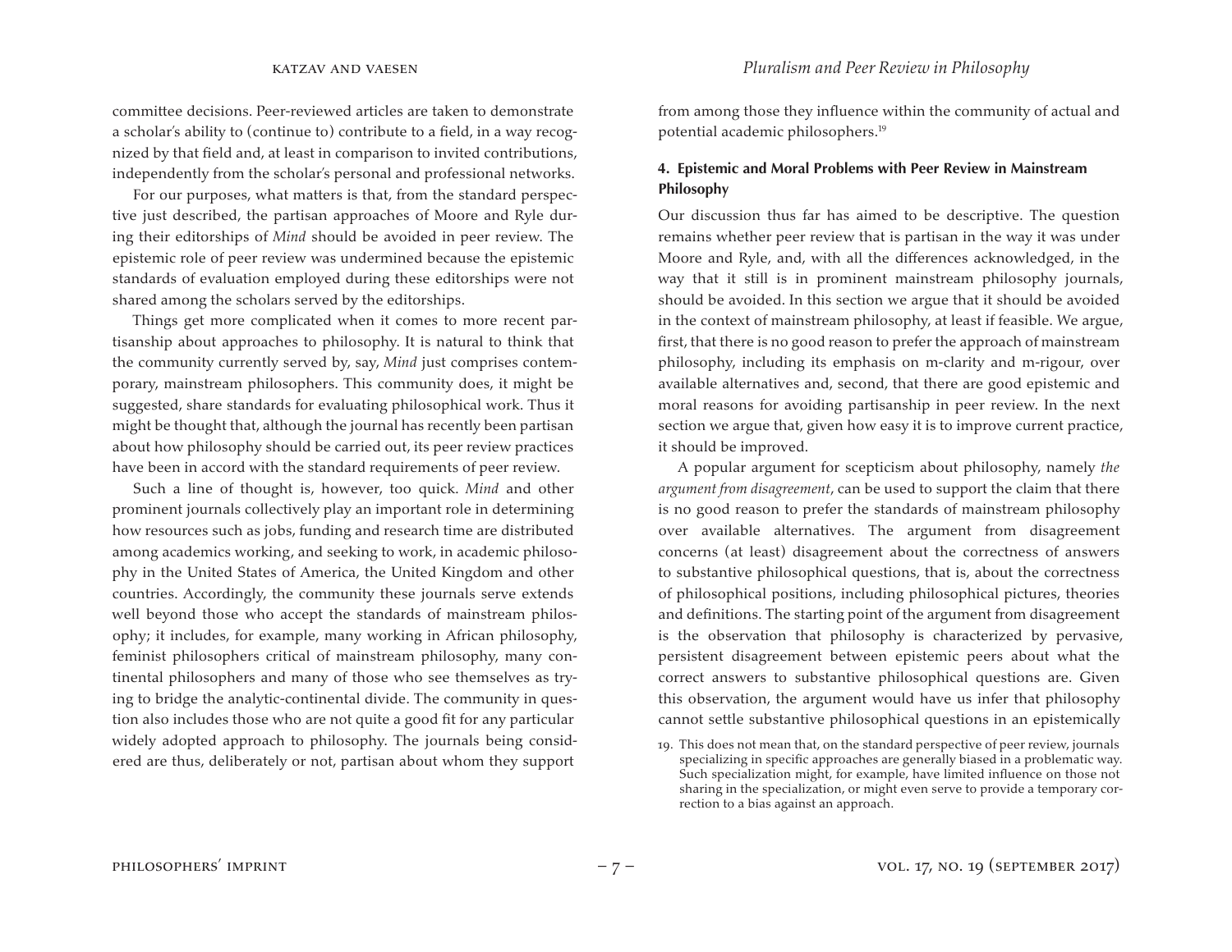committee decisions. Peer-reviewed articles are taken to demonstrate a scholar's ability to (continue to) contribute to a field, in a way recognized by that field and, at least in comparison to invited contributions, independently from the scholar's personal and professional networks.

For our purposes, what matters is that, from the standard perspective just described, the partisan approaches of Moore and Ryle during their editorships of *Mind* should be avoided in peer review. The epistemic role of peer review was undermined because the epistemic standards of evaluation employed during these editorships were not shared among the scholars served by the editorships.

Things get more complicated when it comes to more recent partisanship about approaches to philosophy. It is natural to think that the community currently served by, say, *Mind* just comprises contemporary, mainstream philosophers. This community does, it might be suggested, share standards for evaluating philosophical work. Thus it might be thought that, although the journal has recently been partisan about how philosophy should be carried out, its peer review practices have been in accord with the standard requirements of peer review.

Such a line of thought is, however, too quick. *Mind* and other prominent journals collectively play an important role in determining how resources such as jobs, funding and research time are distributed among academics working, and seeking to work, in academic philosophy in the United States of America, the United Kingdom and other countries. Accordingly, the community these journals serve extends well beyond those who accept the standards of mainstream philosophy; it includes, for example, many working in African philosophy, feminist philosophers critical of mainstream philosophy, many continental philosophers and many of those who see themselves as trying to bridge the analytic-continental divide. The community in question also includes those who are not quite a good fit for any particular widely adopted approach to philosophy. The journals being considered are thus, deliberately or not, partisan about whom they support from among those they influence within the community of actual and potential academic philosophers.[19]

### 4. Epistemic and Moral Problems with Peer Review in Mainstream Philosophy

Our discussion thus far has aimed to be descriptive. The question remains whether peer review that is partisan in the way it was under Moore and Ryle, and, with all the differences acknowledged, in the way that it still is in prominent mainstream philosophy journals, should be avoided. In this section we argue that it should be avoided in the context of mainstream philosophy, at least if feasible. We argue, first, that there is no good reason to prefer the approach of mainstream philosophy, including its emphasis on m-clarity and m-rigour, over available alternatives and, second, that there are good epistemic and moral reasons for avoiding partisanship in peer review. In the next section we argue that, given how easy it is to improve current practice, it should be improved.

A popular argument for scepticism about philosophy, namely *the argument from disagreement*, can be used to support the claim that there is no good reason to prefer the standards of mainstream philosophy over available alternatives. The argument from disagreement concerns (at least) disagreement about the correctness of answers to substantive philosophical questions, that is, about the correctness of philosophical positions, including philosophical pictures, theories and definitions. The starting point of the argument from disagreement is the observation that philosophy is characterized by pervasive, persistent disagreement between epistemic peers about what the correct answers to substantive philosophical questions are. Given this observation, the argument would have us infer that philosophy cannot settle substantive philosophical questions in an epistemically

19. This does not mean that, on the standard perspective of peer review, journals specializing in specific approaches are generally biased in a problematic way. Such specialization might, for example, have limited influence on those not sharing in the specialization, or might even serve to provide a temporary correction to a bias against an approach.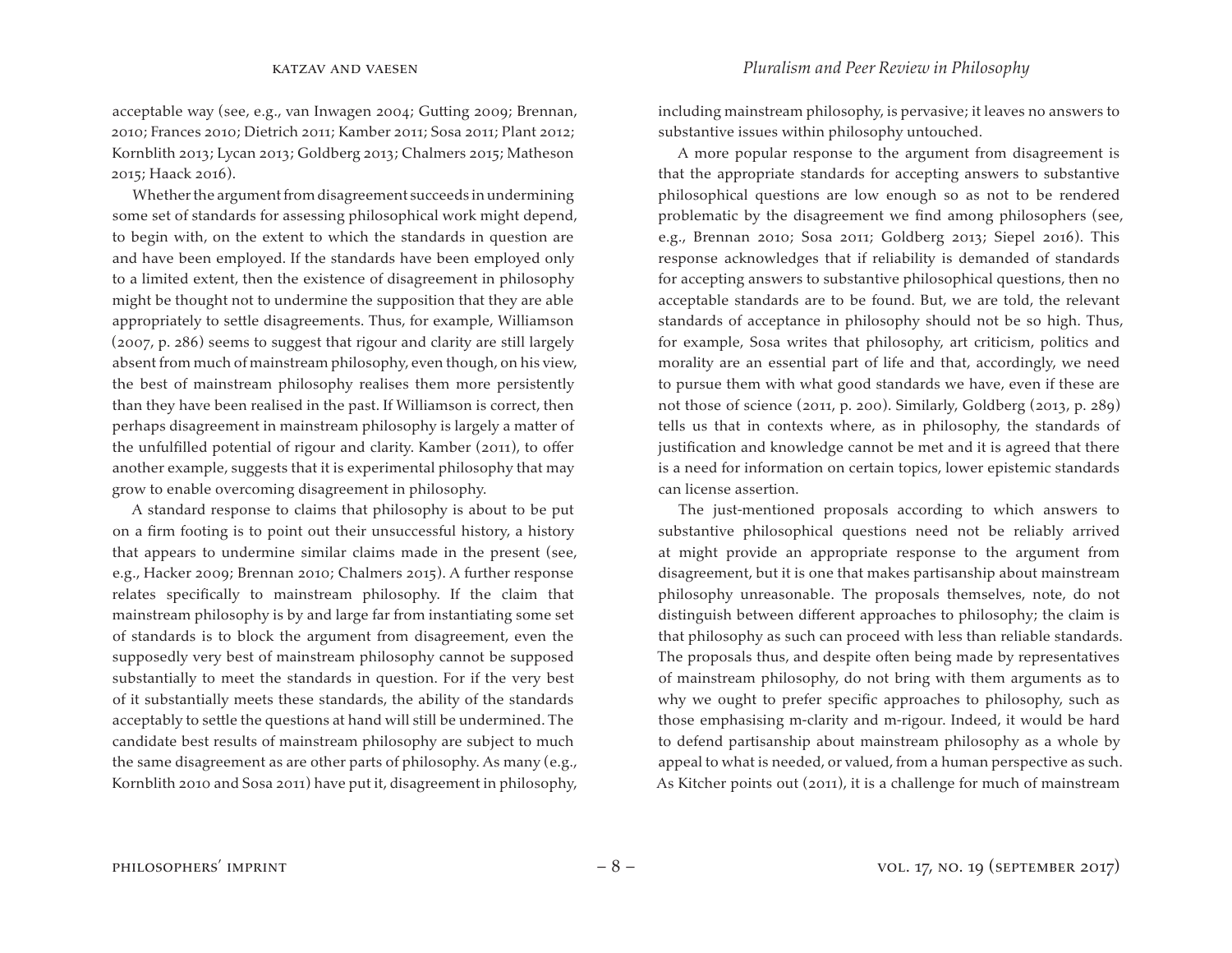acceptable way (see, e.g., van Inwagen 2004; Gutting 2009; Brennan, 2010; Frances 2010; Dietrich 2011; Kamber 2011; Sosa 2011; Plant 2012; Kornblith 2013; Lycan 2013; Goldberg 2013; Chalmers 2015; Matheson 2015; Haack 2016).

Whether the argument from disagreement succeeds in undermining some set of standards for assessing philosophical work might depend, to begin with, on the extent to which the standards in question are and have been employed. If the standards have been employed only to a limited extent, then the existence of disagreement in philosophy might be thought not to undermine the supposition that they are able appropriately to settle disagreements. Thus, for example, Williamson (2007, p. 286) seems to suggest that rigour and clarity are still largely absent from much of mainstream philosophy, even though, on his view, the best of mainstream philosophy realises them more persistently than they have been realised in the past. If Williamson is correct, then perhaps disagreement in mainstream philosophy is largely a matter of the unfulfilled potential of rigour and clarity. Kamber (2011), to offer another example, suggests that it is experimental philosophy that may grow to enable overcoming disagreement in philosophy.

A standard response to claims that philosophy is about to be put on a firm footing is to point out their unsuccessful history, a history that appears to undermine similar claims made in the present (see, e.g., Hacker 2009; Brennan 2010; Chalmers 2015). A further response relates specifically to mainstream philosophy. If the claim that mainstream philosophy is by and large far from instantiating some set of standards is to block the argument from disagreement, even the supposedly very best of mainstream philosophy cannot be supposed substantially to meet the standards in question. For if the very best of it substantially meets these standards, the ability of the standards acceptably to settle the questions at hand will still be undermined. The candidate best results of mainstream philosophy are subject to much the same disagreement as are other parts of philosophy. As many (e.g., Kornblith 2010 and Sosa 2011) have put it, disagreement in philosophy, including mainstream philosophy, is pervasive; it leaves no answers to substantive issues within philosophy untouched.

A more popular response to the argument from disagreement is that the appropriate standards for accepting answers to substantive philosophical questions are low enough so as not to be rendered problematic by the disagreement we find among philosophers (see, e.g., Brennan 2010; Sosa 2011; Goldberg 2013; Siepel 2016). This response acknowledges that if reliability is demanded of standards for accepting answers to substantive philosophical questions, then no acceptable standards are to be found. But, we are told, the relevant standards of acceptance in philosophy should not be so high. Thus, for example, Sosa writes that philosophy, art criticism, politics and morality are an essential part of life and that, accordingly, we need to pursue them with what good standards we have, even if these are not those of science (2011, p. 200). Similarly, Goldberg (2013, p. 289) tells us that in contexts where, as in philosophy, the standards of justification and knowledge cannot be met and it is agreed that there is a need for information on certain topics, lower epistemic standards can license assertion.

The just-mentioned proposals according to which answers to substantive philosophical questions need not be reliably arrived at might provide an appropriate response to the argument from disagreement, but it is one that makes partisanship about mainstream philosophy unreasonable. The proposals themselves, note, do not distinguish between different approaches to philosophy; the claim is that philosophy as such can proceed with less than reliable standards. The proposals thus, and despite often being made by representatives of mainstream philosophy, do not bring with them arguments as to why we ought to prefer specific approaches to philosophy, such as those emphasising m-clarity and m-rigour. Indeed, it would be hard to defend partisanship about mainstream philosophy as a whole by appeal to what is needed, or valued, from a human perspective as such. As Kitcher points out (2011), it is a challenge for much of mainstream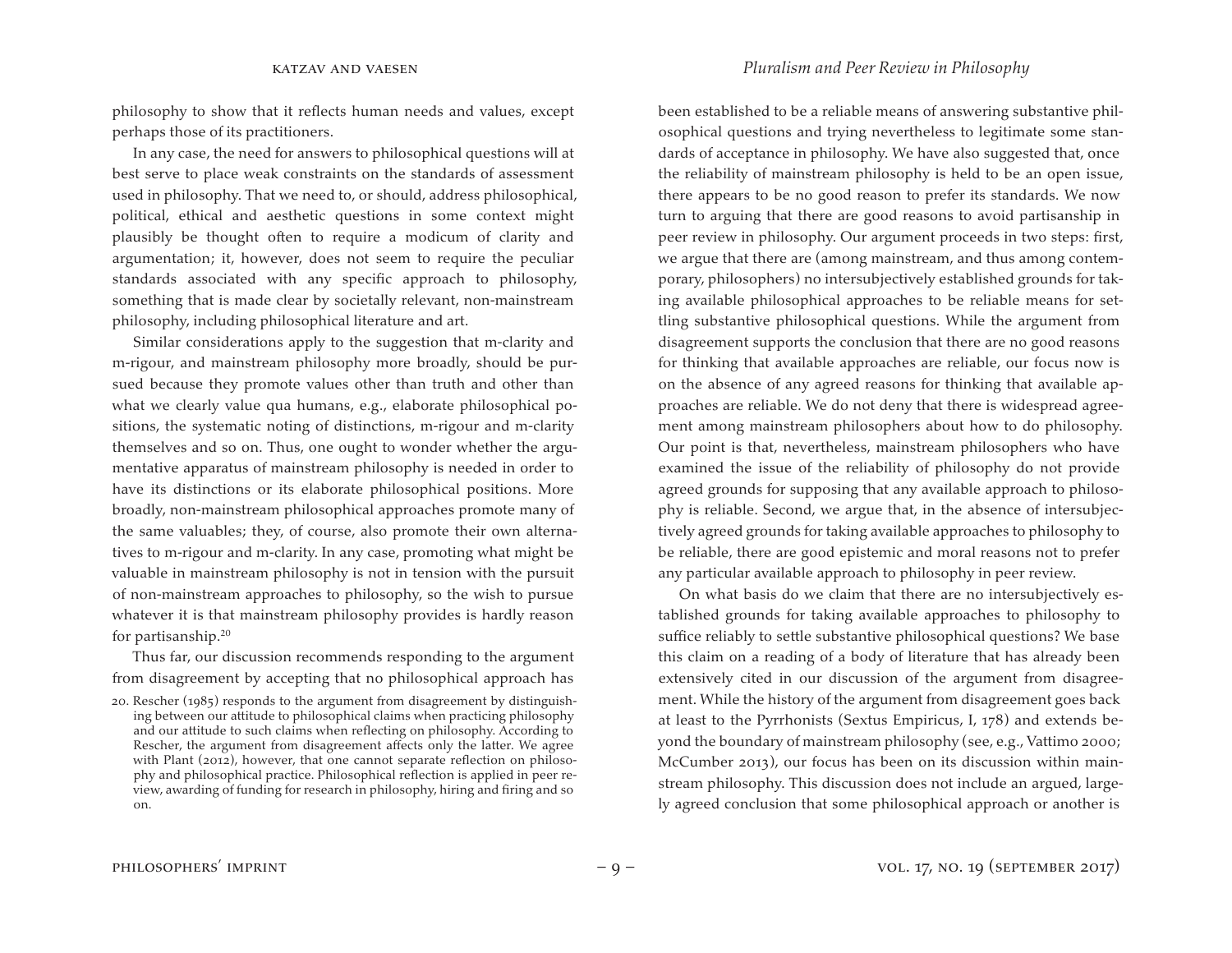philosophy to show that it reflects human needs and values, except perhaps those of its practitioners.

In any case, the need for answers to philosophical questions will at best serve to place weak constraints on the standards of assessment used in philosophy. That we need to, or should, address philosophical, political, ethical and aesthetic questions in some context might plausibly be thought often to require a modicum of clarity and argumentation; it, however, does not seem to require the peculiar standards associated with any specific approach to philosophy, something that is made clear by societally relevant, non-mainstream philosophy, including philosophical literature and art.

Similar considerations apply to the suggestion that m-clarity and m-rigour, and mainstream philosophy more broadly, should be pursued because they promote values other than truth and other than what we clearly value qua humans, e.g., elaborate philosophical positions, the systematic noting of distinctions, m-rigour and m-clarity themselves and so on. Thus, one ought to wonder whether the argumentative apparatus of mainstream philosophy is needed in order to have its distinctions or its elaborate philosophical positions. More broadly, non-mainstream philosophical approaches promote many of the same valuables; they, of course, also promote their own alternatives to m-rigour and m-clarity. In any case, promoting what might be valuable in mainstream philosophy is not in tension with the pursuit of non-mainstream approaches to philosophy, so the wish to pursue whatever it is that mainstream philosophy provides is hardly reason for partisanship.[20]

Thus far, our discussion recommends responding to the argument from disagreement by accepting that no philosophical approach has been established to be a reliable means of answering substantive philosophical questions and trying nevertheless to legitimate some standards of acceptance in philosophy. We have also suggested that, once the reliability of mainstream philosophy is held to be an open issue, there appears to be no good reason to prefer its standards. We now turn to arguing that there are good reasons to avoid partisanship in peer review in philosophy. Our argument proceeds in two steps: first, we argue that there are (among mainstream, and thus among contemporary, philosophers) no intersubjectively established grounds for taking available philosophical approaches to be reliable means for settling substantive philosophical questions. While the argument from disagreement supports the conclusion that there are no good reasons for thinking that available approaches are reliable, our focus now is on the absence of any agreed reasons for thinking that available approaches are reliable. We do not deny that there is widespread agreement among mainstream philosophers about how to do philosophy. Our point is that, nevertheless, mainstream philosophers who have examined the issue of the reliability of philosophy do not provide agreed grounds for supposing that any available approach to philosophy is reliable. Second, we argue that, in the absence of intersubjectively agreed grounds for taking available approaches to philosophy to be reliable, there are good epistemic and moral reasons not to prefer any particular available approach to philosophy in peer review.

On what basis do we claim that there are no intersubjectively established grounds for taking available approaches to philosophy to suffice reliably to settle substantive philosophical questions? We base this claim on a reading of a body of literature that has already been extensively cited in our discussion of the argument from disagreement. While the history of the argument from disagreement goes back at least to the Pyrrhonists (Sextus Empiricus, I, 178) and extends beyond the boundary of mainstream philosophy (see, e.g., Vattimo 2000; McCumber 2013), our focus has been on its discussion within mainstream philosophy. This discussion does not include an argued, largely agreed conclusion that some philosophical approach or another is

[20] Rescher (1985) responds to the argument from disagreement by distinguishing between our attitude to philosophical claims when practicing philosophy and our attitude to such claims when reflecting on philosophy. According to Rescher, the argument from disagreement affects only the latter. We agree with Plant (2012), however, that one cannot separate reflection on philosophy and philosophical practice. Philosophical reflection is applied in peer review, awarding of funding for research in philosophy, hiring and firing and so on.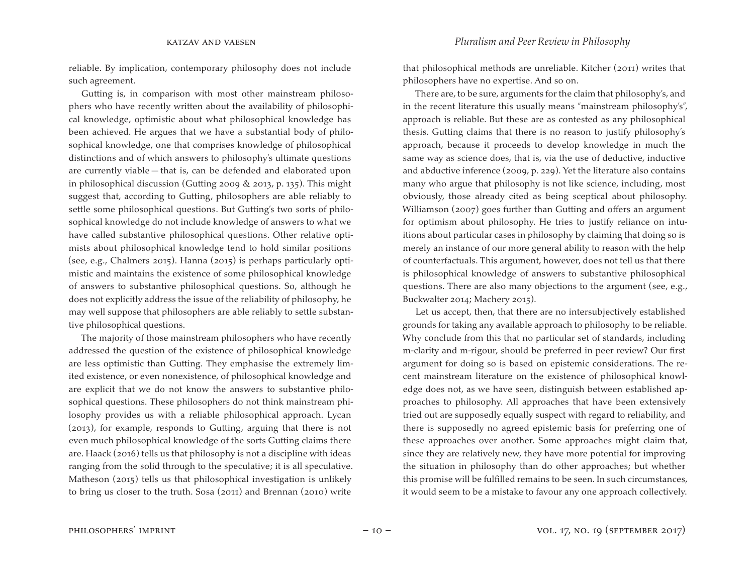reliable. By implication, contemporary philosophy does not include such agreement.

Gutting is, in comparison with most other mainstream philosophers who have recently written about the availability of philosophical knowledge, optimistic about what philosophical knowledge has been achieved. He argues that we have a substantial body of philosophical knowledge, one that comprises knowledge of philosophical distinctions and of which answers to philosophy's ultimate questions are currently viable — that is, can be defended and elaborated upon in philosophical discussion (Gutting 2009 & 2013, p. 135). This might suggest that, according to Gutting, philosophers are able reliably to settle some philosophical questions. But Gutting's two sorts of philosophical knowledge do not include knowledge of answers to what we have called substantive philosophical questions. Other relative optimists about philosophical knowledge tend to hold similar positions (see, e.g., Chalmers 2015). Hanna (2015) is perhaps particularly optimistic and maintains the existence of some philosophical knowledge of answers to substantive philosophical questions. So, although he does not explicitly address the issue of the reliability of philosophy, he may well suppose that philosophers are able reliably to settle substantive philosophical questions.

The majority of those mainstream philosophers who have recently addressed the question of the existence of philosophical knowledge are less optimistic than Gutting. They emphasise the extremely limited existence, or even nonexistence, of philosophical knowledge and are explicit that we do not know the answers to substantive philosophical questions. These philosophers do not think mainstream philosophy provides us with a reliable philosophical approach. Lycan (2013), for example, responds to Gutting, arguing that there is not even much philosophical knowledge of the sorts Gutting claims there are. Haack (2016) tells us that philosophy is not a discipline with ideas ranging from the solid through to the speculative; it is all speculative. Matheson (2015) tells us that philosophical investigation is unlikely to bring us closer to the truth. Sosa (2011) and Brennan (2010) write that philosophical methods are unreliable. Kitcher (2011) writes that philosophers have no expertise. And so on.

There are, to be sure, arguments for the claim that philosophy's, and in the recent literature this usually means "mainstream philosophy's", approach is reliable. But these are as contested as any philosophical thesis. Gutting claims that there is no reason to justify philosophy's approach, because it proceeds to develop knowledge in much the same way as science does, that is, via the use of deductive, inductive and abductive inference (2009, p. 229). Yet the literature also contains many who argue that philosophy is not like science, including, most obviously, those already cited as being sceptical about philosophy. Williamson (2007) goes further than Gutting and offers an argument for optimism about philosophy. He tries to justify reliance on intuitions about particular cases in philosophy by claiming that doing so is merely an instance of our more general ability to reason with the help of counterfactuals. This argument, however, does not tell us that there is philosophical knowledge of answers to substantive philosophical questions. There are also many objections to the argument (see, e.g., Buckwalter 2014; Machery 2015).

Let us accept, then, that there are no intersubjectively established grounds for taking any available approach to philosophy to be reliable. Why conclude from this that no particular set of standards, including m-clarity and m-rigour, should be preferred in peer review? Our first argument for doing so is based on epistemic considerations. The recent mainstream literature on the existence of philosophical knowledge does not, as we have seen, distinguish between established approaches to philosophy. All approaches that have been extensively tried out are supposedly equally suspect with regard to reliability, and there is supposedly no agreed epistemic basis for preferring one of these approaches over another. Some approaches might claim that, since they are relatively new, they have more potential for improving the situation in philosophy than do other approaches; but whether this promise will be fulfilled remains to be seen. In such circumstances, it would seem to be a mistake to favour any one approach collectively.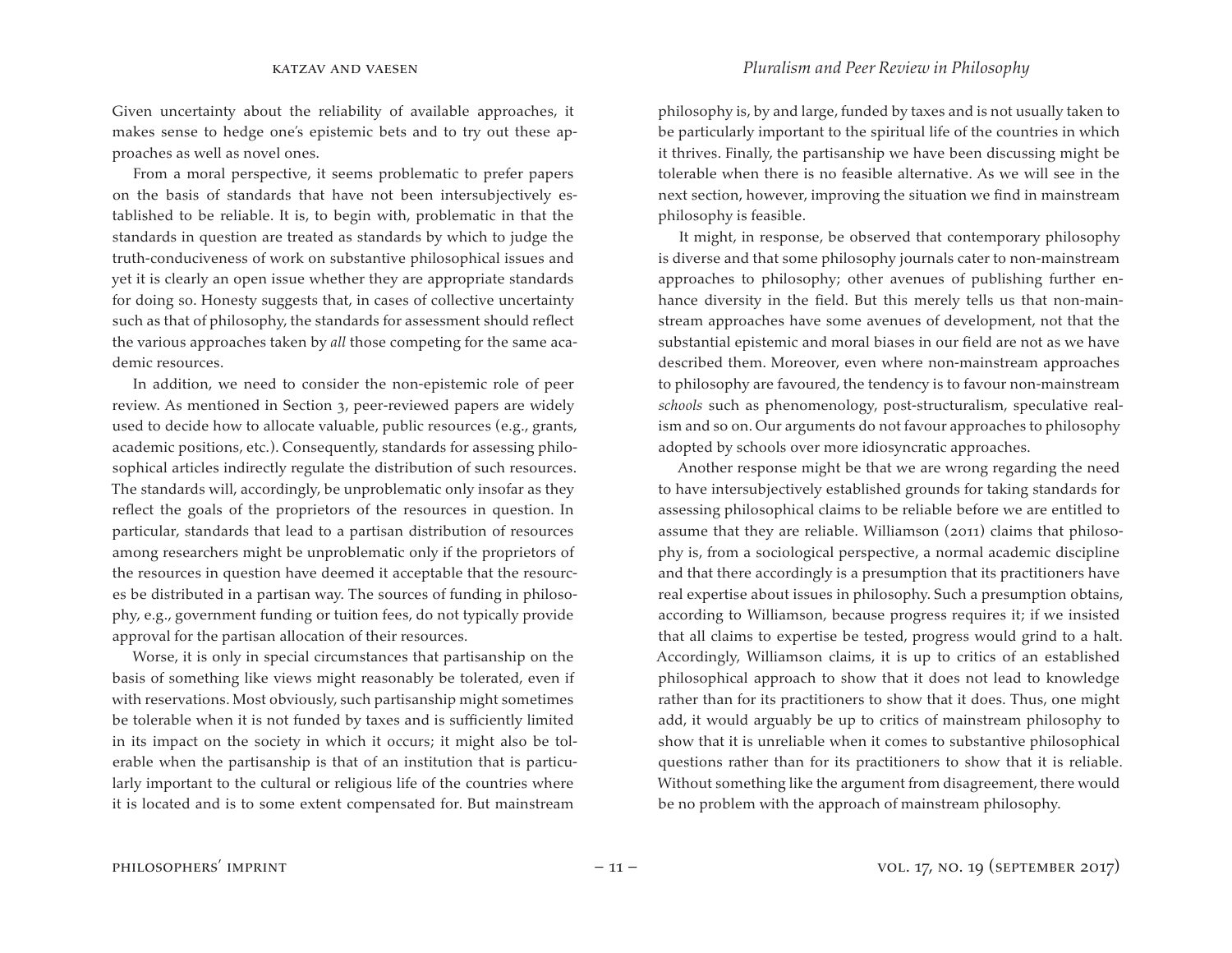Given uncertainty about the reliability of available approaches, it makes sense to hedge one's epistemic bets and to try out these approaches as well as novel ones.

From a moral perspective, it seems problematic to prefer papers on the basis of standards that have not been intersubjectively established to be reliable. It is, to begin with, problematic in that the standards in question are treated as standards by which to judge the truth-conduciveness of work on substantive philosophical issues and yet it is clearly an open issue whether they are appropriate standards for doing so. Honesty suggests that, in cases of collective uncertainty such as that of philosophy, the standards for assessment should reflect the various approaches taken by *all* those competing for the same academic resources.

In addition, we need to consider the non-epistemic role of peer review. As mentioned in Section 3, peer-reviewed papers are widely used to decide how to allocate valuable, public resources (e.g., grants, academic positions, etc.). Consequently, standards for assessing philosophical articles indirectly regulate the distribution of such resources. The standards will, accordingly, be unproblematic only insofar as they reflect the goals of the proprietors of the resources in question. In particular, standards that lead to a partisan distribution of resources among researchers might be unproblematic only if the proprietors of the resources in question have deemed it acceptable that the resources be distributed in a partisan way. The sources of funding in philosophy, e.g., government funding or tuition fees, do not typically provide approval for the partisan allocation of their resources.

Worse, it is only in special circumstances that partisanship on the basis of something like views might reasonably be tolerated, even if with reservations. Most obviously, such partisanship might sometimes be tolerable when it is not funded by taxes and is sufficiently limited in its impact on the society in which it occurs; it might also be tolerable when the partisanship is that of an institution that is particularly important to the cultural or religious life of the countries where it is located and is to some extent compensated for. But mainstream philosophy is, by and large, funded by taxes and is not usually taken to be particularly important to the spiritual life of the countries in which it thrives. Finally, the partisanship we have been discussing might be tolerable when there is no feasible alternative. As we will see in the next section, however, improving the situation we find in mainstream philosophy is feasible.

It might, in response, be observed that contemporary philosophy is diverse and that some philosophy journals cater to non-mainstream approaches to philosophy; other avenues of publishing further enhance diversity in the field. But this merely tells us that non-mainstream approaches have some avenues of development, not that the substantial epistemic and moral biases in our field are not as we have described them. Moreover, even where non-mainstream approaches to philosophy are favoured, the tendency is to favour non-mainstream *schools* such as phenomenology, post-structuralism, speculative realism and so on. Our arguments do not favour approaches to philosophy adopted by schools over more idiosyncratic approaches.

Another response might be that we are wrong regarding the need to have intersubjectively established grounds for taking standards for assessing philosophical claims to be reliable before we are entitled to assume that they are reliable. Williamson (2011) claims that philosophy is, from a sociological perspective, a normal academic discipline and that there accordingly is a presumption that its practitioners have real expertise about issues in philosophy. Such a presumption obtains, according to Williamson, because progress requires it; if we insisted that all claims to expertise be tested, progress would grind to a halt. Accordingly, Williamson claims, it is up to critics of an established philosophical approach to show that it does not lead to knowledge rather than for its practitioners to show that it does. Thus, one might add, it would arguably be up to critics of mainstream philosophy to show that it is unreliable when it comes to substantive philosophical questions rather than for its practitioners to show that it is reliable. Without something like the argument from disagreement, there would be no problem with the approach of mainstream philosophy.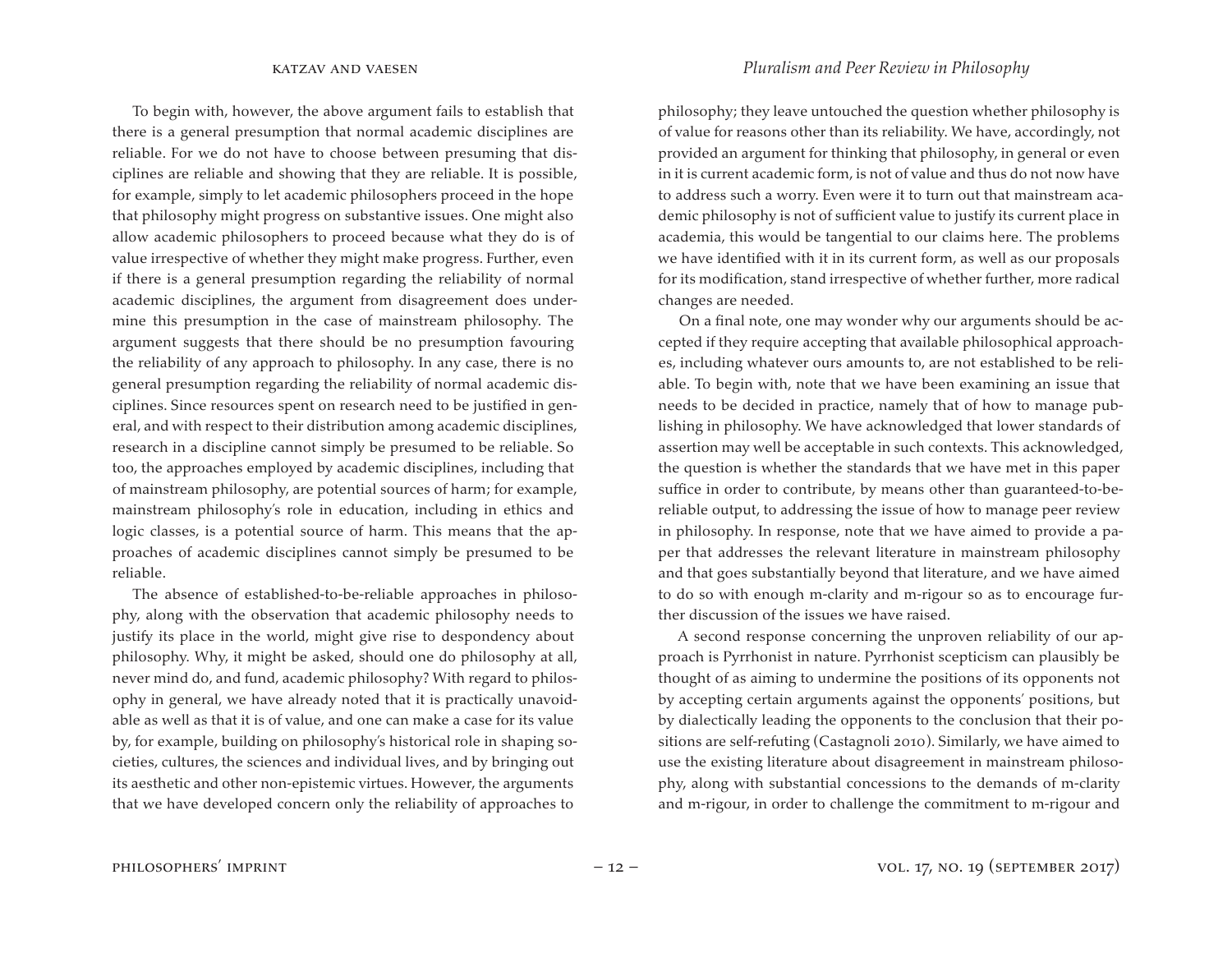To begin with, however, the above argument fails to establish that there is a general presumption that normal academic disciplines are reliable. For we do not have to choose between presuming that disciplines are reliable and showing that they are reliable. It is possible, for example, simply to let academic philosophers proceed in the hope that philosophy might progress on substantive issues. One might also allow academic philosophers to proceed because what they do is of value irrespective of whether they might make progress. Further, even if there is a general presumption regarding the reliability of normal academic disciplines, the argument from disagreement does undermine this presumption in the case of mainstream philosophy. The argument suggests that there should be no presumption favouring the reliability of any approach to philosophy. In any case, there is no general presumption regarding the reliability of normal academic disciplines. Since resources spent on research need to be justified in general, and with respect to their distribution among academic disciplines, research in a discipline cannot simply be presumed to be reliable. So too, the approaches employed by academic disciplines, including that of mainstream philosophy, are potential sources of harm; for example, mainstream philosophy's role in education, including in ethics and logic classes, is a potential source of harm. This means that the approaches of academic disciplines cannot simply be presumed to be reliable.

The absence of established-to-be-reliable approaches in philosophy, along with the observation that academic philosophy needs to justify its place in the world, might give rise to despondency about philosophy. Why, it might be asked, should one do philosophy at all, never mind do, and fund, academic philosophy? With regard to philosophy in general, we have already noted that it is practically unavoidable as well as that it is of value, and one can make a case for its value by, for example, building on philosophy's historical role in shaping societies, cultures, the sciences and individual lives, and by bringing out its aesthetic and other non-epistemic virtues. However, the arguments that we have developed concern only the reliability of approaches to philosophy; they leave untouched the question whether philosophy is of value for reasons other than its reliability. We have, accordingly, not provided an argument for thinking that philosophy, in general or even in it is current academic form, is not of value and thus do not now have to address such a worry. Even were it to turn out that mainstream academic philosophy is not of sufficient value to justify its current place in academia, this would be tangential to our claims here. The problems we have identified with it in its current form, as well as our proposals for its modification, stand irrespective of whether further, more radical changes are needed.

On a final note, one may wonder why our arguments should be accepted if they require accepting that available philosophical approaches, including whatever ours amounts to, are not established to be reliable. To begin with, note that we have been examining an issue that needs to be decided in practice, namely that of how to manage publishing in philosophy. We have acknowledged that lower standards of assertion may well be acceptable in such contexts. This acknowledged, the question is whether the standards that we have met in this paper suffice in order to contribute, by means other than guaranteed-to-be-reliable output, to addressing the issue of how to manage peer review in philosophy. In response, note that we have aimed to provide a paper that addresses the relevant literature in mainstream philosophy and that goes substantially beyond that literature, and we have aimed to do so with enough m-clarity and m-rigour so as to encourage further discussion of the issues we have raised.

A second response concerning the unproven reliability of our approach is Pyrrhonist in nature. Pyrrhonist scepticism can plausibly be thought of as aiming to undermine the positions of its opponents not by accepting certain arguments against the opponents' positions, but by dialectically leading the opponents to the conclusion that their positions are self-refuting (Castagnoli 2010). Similarly, we have aimed to use the existing literature about disagreement in mainstream philosophy, along with substantial concessions to the demands of m-clarity and m-rigour, in order to challenge the commitment to m-rigour and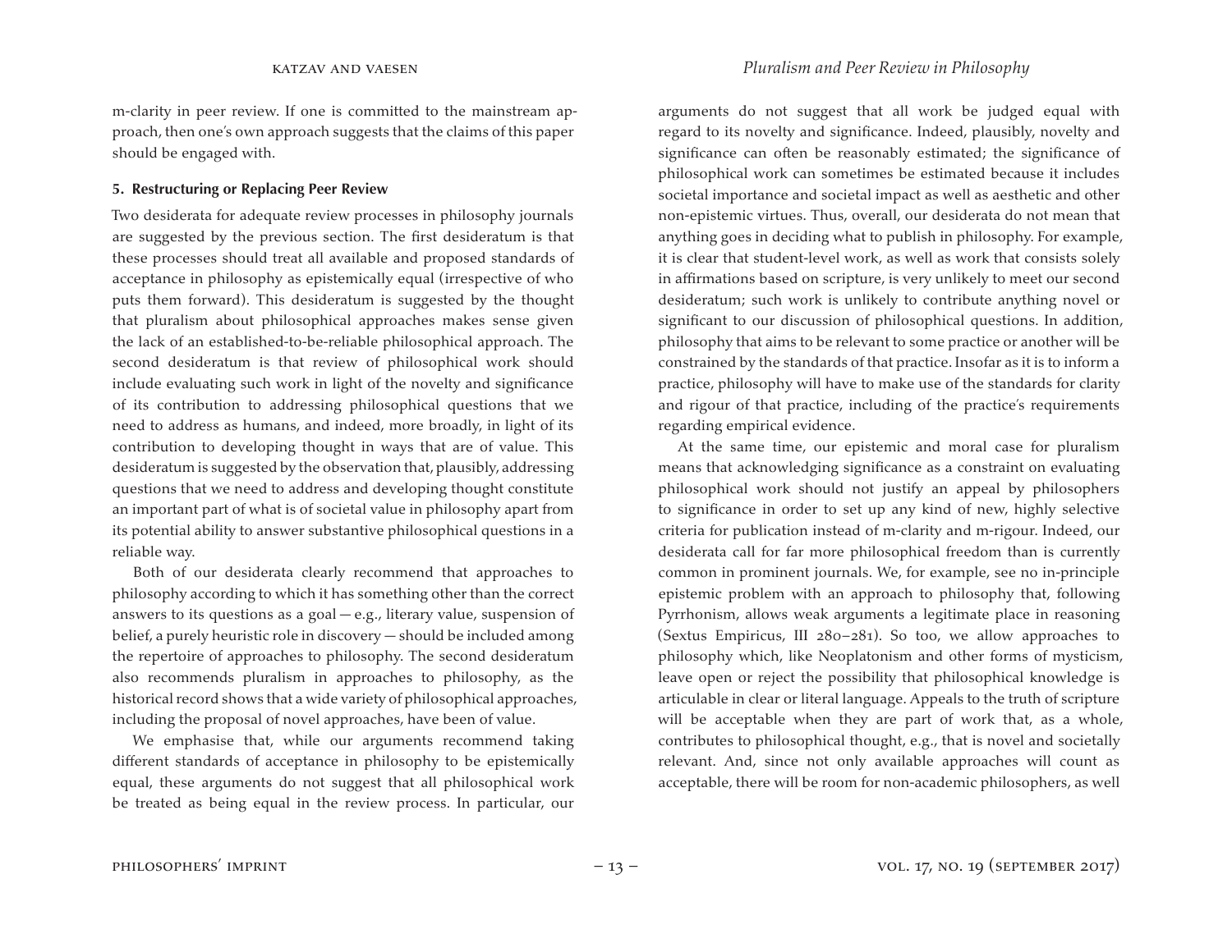m-clarity in peer review. If one is committed to the mainstream approach, then one's own approach suggests that the claims of this paper should be engaged with.

## 5. Restructuring or Replacing Peer Review

Two desiderata for adequate review processes in philosophy journals are suggested by the previous section. The first desideratum is that these processes should treat all available and proposed standards of acceptance in philosophy as epistemically equal (irrespective of who puts them forward). This desideratum is suggested by the thought that pluralism about philosophical approaches makes sense given the lack of an established-to-be-reliable philosophical approach. The second desideratum is that review of philosophical work should include evaluating such work in light of the novelty and significance of its contribution to addressing philosophical questions that we need to address as humans, and indeed, more broadly, in light of its contribution to developing thought in ways that are of value. This desideratum is suggested by the observation that, plausibly, addressing questions that we need to address and developing thought constitute an important part of what is of societal value in philosophy apart from its potential ability to answer substantive philosophical questions in a reliable way.

Both of our desiderata clearly recommend that approaches to philosophy according to which it has something other than the correct answers to its questions as a goal — e.g., literary value, suspension of belief, a purely heuristic role in discovery — should be included among the repertoire of approaches to philosophy. The second desideratum also recommends pluralism in approaches to philosophy, as the historical record shows that a wide variety of philosophical approaches, including the proposal of novel approaches, have been of value.

We emphasise that, while our arguments recommend taking different standards of acceptance in philosophy to be epistemically equal, these arguments do not suggest that all philosophical work be treated as being equal in the review process. In particular, our arguments do not suggest that all work be judged equal with regard to its novelty and significance. Indeed, plausibly, novelty and significance can often be reasonably estimated; the significance of philosophical work can sometimes be estimated because it includes societal importance and societal impact as well as aesthetic and other non-epistemic virtues. Thus, overall, our desiderata do not mean that anything goes in deciding what to publish in philosophy. For example, it is clear that student-level work, as well as work that consists solely in affirmations based on scripture, is very unlikely to meet our second desideratum; such work is unlikely to contribute anything novel or significant to our discussion of philosophical questions. In addition, philosophy that aims to be relevant to some practice or another will be constrained by the standards of that practice. Insofar as it is to inform a practice, philosophy will have to make use of the standards for clarity and rigour of that practice, including of the practice's requirements regarding empirical evidence.

At the same time, our epistemic and moral case for pluralism means that acknowledging significance as a constraint on evaluating philosophical work should not justify an appeal by philosophers to significance in order to set up any kind of new, highly selective criteria for publication instead of m-clarity and m-rigour. Indeed, our desiderata call for far more philosophical freedom than is currently common in prominent journals. We, for example, see no in-principle epistemic problem with an approach to philosophy that, following Pyrrhonism, allows weak arguments a legitimate place in reasoning (Sextus Empiricus, III 280–281). So too, we allow approaches to philosophy which, like Neoplatonism and other forms of mysticism, leave open or reject the possibility that philosophical knowledge is articulable in clear or literal language. Appeals to the truth of scripture will be acceptable when they are part of work that, as a whole, contributes to philosophical thought, e.g., that is novel and societally relevant. And, since not only available approaches will count as acceptable, there will be room for non-academic philosophers, as well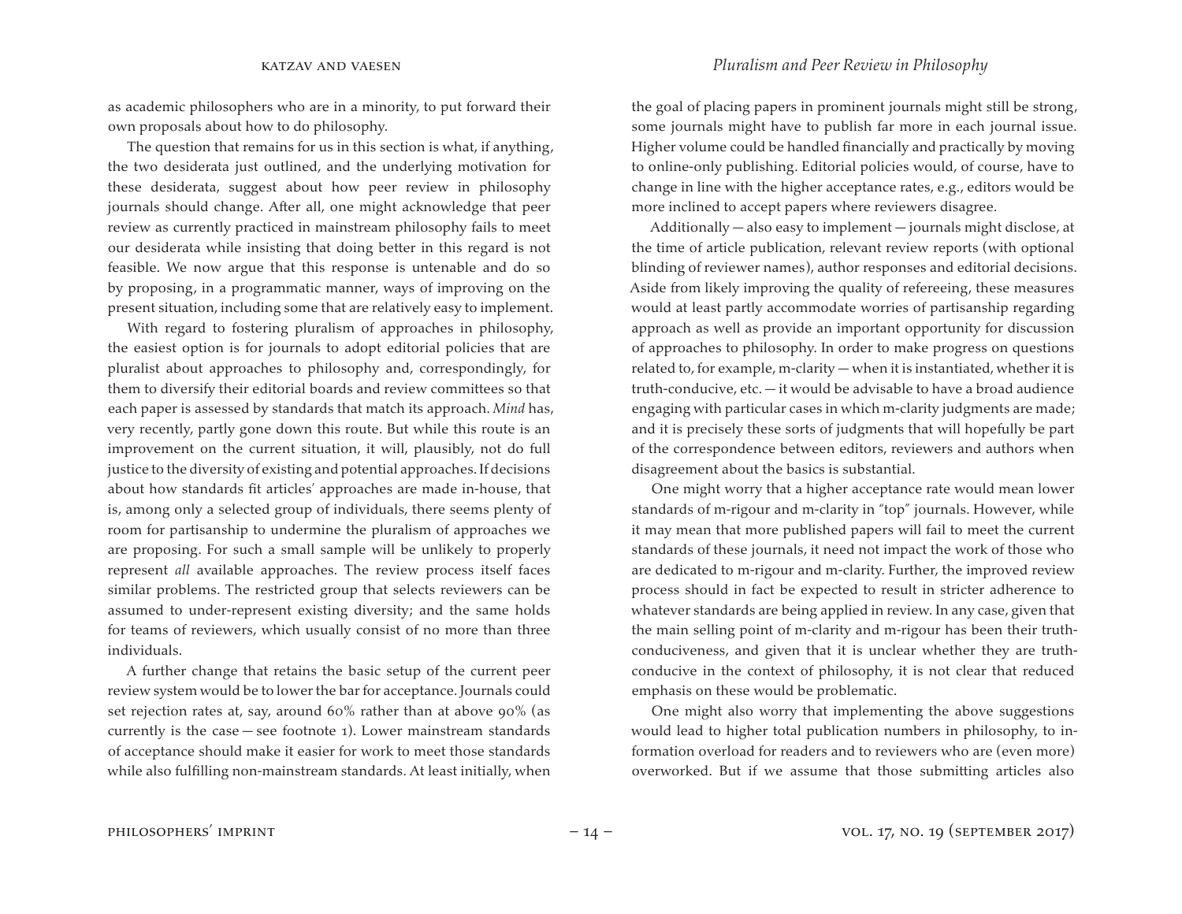as academic philosophers who are in a minority, to put forward their own proposals about how to do philosophy.

The question that remains for us in this section is what, if anything, the two desiderata just outlined, and the underlying motivation for these desiderata, suggest about how peer review in philosophy journals should change. After all, one might acknowledge that peer review as currently practiced in mainstream philosophy fails to meet our desiderata while insisting that doing better in this regard is not feasible. We now argue that this response is untenable and do so by proposing, in a programmatic manner, ways of improving on the present situation, including some that are relatively easy to implement.

With regard to fostering pluralism of approaches in philosophy, the easiest option is for journals to adopt editorial policies that are pluralist about approaches to philosophy and, correspondingly, for them to diversify their editorial boards and review committees so that each paper is assessed by standards that match its approach. *Mind* has, very recently, partly gone down this route. But while this route is an improvement on the current situation, it will, plausibly, not do full justice to the diversity of existing and potential approaches. If decisions about how standards fit articles' approaches are made in-house, that is, among only a selected group of individuals, there seems plenty of room for partisanship to undermine the pluralism of approaches we are proposing. For such a small sample will be unlikely to properly represent *all* available approaches. The review process itself faces similar problems. The restricted group that selects reviewers can be assumed to under-represent existing diversity; and the same holds for teams of reviewers, which usually consist of no more than three individuals.

A further change that retains the basic setup of the current peer review system would be to lower the bar for acceptance. Journals could set rejection rates at, say, around 60% rather than at above 90% (as currently is the case — see footnote 1). Lower mainstream standards of acceptance should make it easier for work to meet those standards while also fulfilling non-mainstream standards. At least initially, when the goal of placing papers in prominent journals might still be strong, some journals might have to publish far more in each journal issue. Higher volume could be handled financially and practically by moving to online-only publishing. Editorial policies would, of course, have to change in line with the higher acceptance rates, e.g., editors would be more inclined to accept papers where reviewers disagree.

Additionally — also easy to implement — journals might disclose, at the time of article publication, relevant review reports (with optional blinding of reviewer names), author responses and editorial decisions. Aside from likely improving the quality of refereeing, these measures would at least partly accommodate worries of partisanship regarding approach as well as provide an important opportunity for discussion of approaches to philosophy. In order to make progress on questions related to, for example, m-clarity — when it is instantiated, whether it is truth-conducive, etc. — it would be advisable to have a broad audience engaging with particular cases in which m-clarity judgments are made; and it is precisely these sorts of judgments that will hopefully be part of the correspondence between editors, reviewers and authors when disagreement about the basics is substantial.

One might worry that a higher acceptance rate would mean lower standards of m-rigour and m-clarity in "top" journals. However, while it may mean that more published papers will fail to meet the current standards of these journals, it need not impact the work of those who are dedicated to m-rigour and m-clarity. Further, the improved review process should in fact be expected to result in stricter adherence to whatever standards are being applied in review. In any case, given that the main selling point of m-clarity and m-rigour has been their truth-conduciveness, and given that it is unclear whether they are truth-conducive in the context of philosophy, it is not clear that reduced emphasis on these would be problematic.

One might also worry that implementing the above suggestions would lead to higher total publication numbers in philosophy, to information overload for readers and to reviewers who are (even more) overworked. But if we assume that those submitting articles also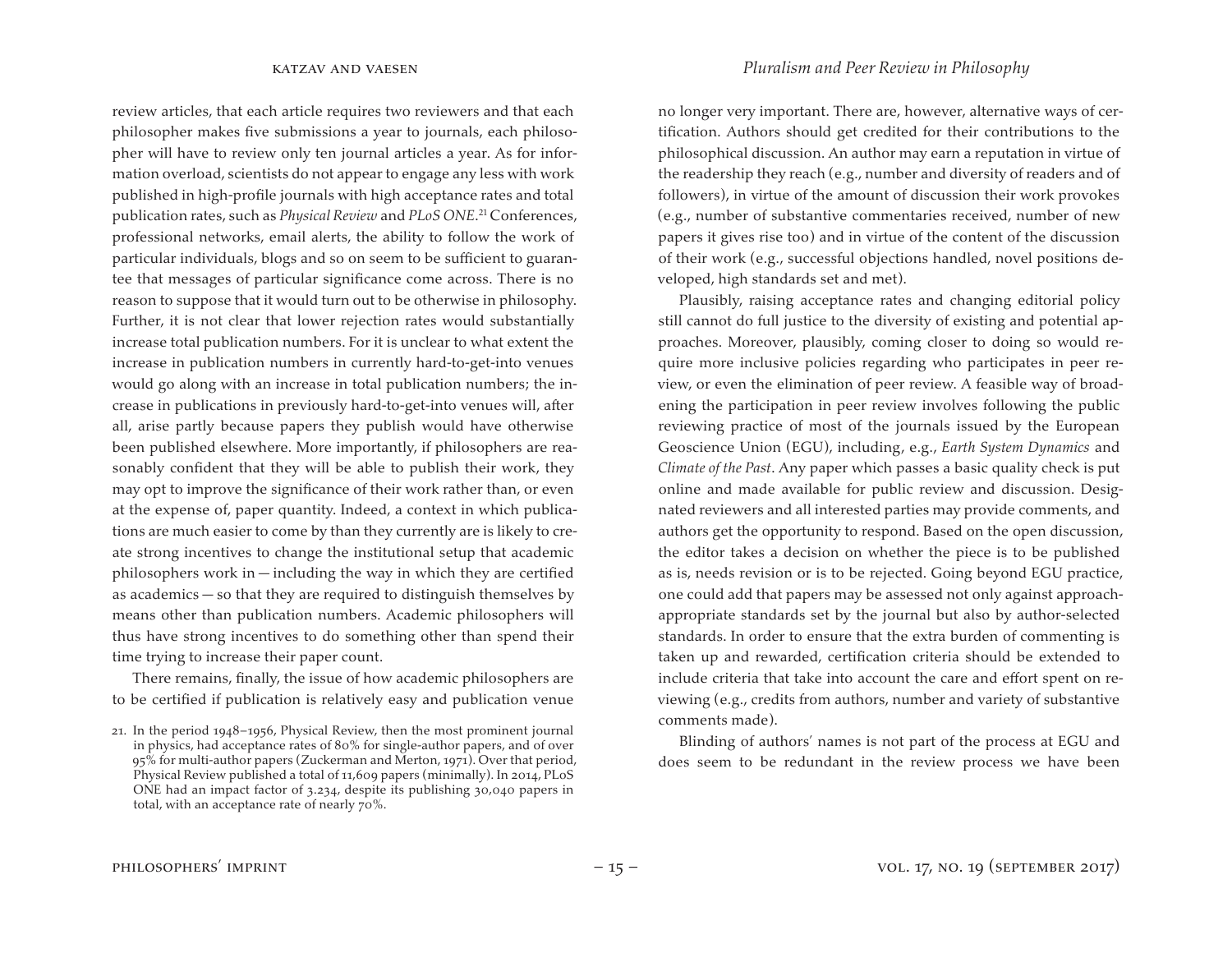review articles, that each article requires two reviewers and that each philosopher makes five submissions a year to journals, each philosopher will have to review only ten journal articles a year. As for information overload, scientists do not appear to engage any less with work published in high-profile journals with high acceptance rates and total publication rates, such as *Physical Review* and *PLoS ONE*.[21] Conferences, professional networks, email alerts, the ability to follow the work of particular individuals, blogs and so on seem to be sufficient to guarantee that messages of particular significance come across. There is no reason to suppose that it would turn out to be otherwise in philosophy. Further, it is not clear that lower rejection rates would substantially increase total publication numbers. For it is unclear to what extent the increase in publication numbers in currently hard-to-get-into venues would go along with an increase in total publication numbers; the increase in publications in previously hard-to-get-into venues will, after all, arise partly because papers they publish would have otherwise been published elsewhere. More importantly, if philosophers are reasonably confident that they will be able to publish their work, they may opt to improve the significance of their work rather than, or even at the expense of, paper quantity. Indeed, a context in which publications are much easier to come by than they currently are is likely to create strong incentives to change the institutional setup that academic philosophers work in — including the way in which they are certified as academics — so that they are required to distinguish themselves by means other than publication numbers. Academic philosophers will thus have strong incentives to do something other than spend their time trying to increase their paper count.

There remains, finally, the issue of how academic philosophers are to be certified if publication is relatively easy and publication venue no longer very important. There are, however, alternative ways of certification. Authors should get credited for their contributions to the philosophical discussion. An author may earn a reputation in virtue of the readership they reach (e.g., number and diversity of readers and of followers), in virtue of the amount of discussion their work provokes (e.g., number of substantive commentaries received, number of new papers it gives rise too) and in virtue of the content of the discussion of their work (e.g., successful objections handled, novel positions developed, high standards set and met).

Plausibly, raising acceptance rates and changing editorial policy still cannot do full justice to the diversity of existing and potential approaches. Moreover, plausibly, coming closer to doing so would require more inclusive policies regarding who participates in peer review, or even the elimination of peer review. A feasible way of broadening the participation in peer review involves following the public reviewing practice of most of the journals issued by the European Geoscience Union (EGU), including, e.g., *Earth System Dynamics* and *Climate of the Past*. Any paper which passes a basic quality check is put online and made available for public review and discussion. Designated reviewers and all interested parties may provide comments, and authors get the opportunity to respond. Based on the open discussion, the editor takes a decision on whether the piece is to be published as is, needs revision or is to be rejected. Going beyond EGU practice, one could add that papers may be assessed not only against approach-appropriate standards set by the journal but also by author-selected standards. In order to ensure that the extra burden of commenting is taken up and rewarded, certification criteria should be extended to include criteria that take into account the care and effort spent on reviewing (e.g., credits from authors, number and variety of substantive comments made).

Blinding of authors' names is not part of the process at EGU and does seem to be redundant in the review process we have been

21. In the period 1948–1956, Physical Review, then the most prominent journal in physics, had acceptance rates of 80% for single-author papers, and of over 95% for multi-author papers (Zuckerman and Merton, 1971). Over that period, Physical Review published a total of 11,609 papers (minimally). In 2014, PLoS ONE had an impact factor of 3.234, despite its publishing 30,040 papers in total, with an acceptance rate of nearly 70%.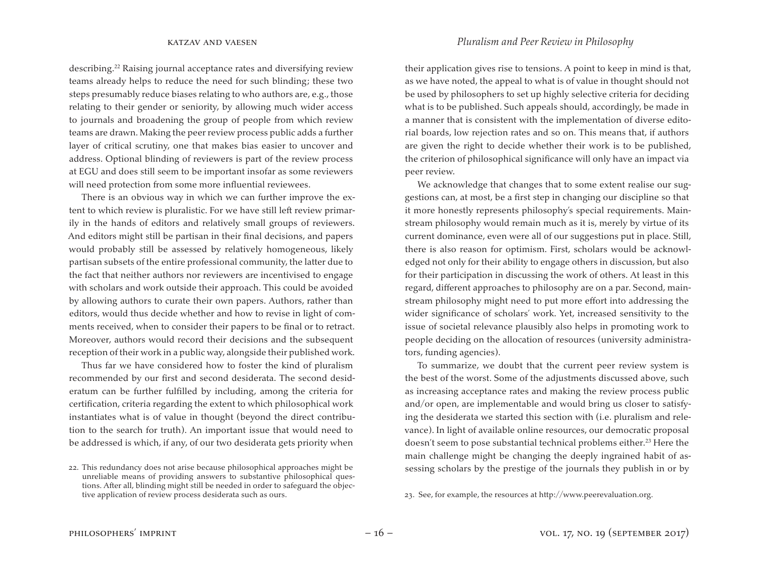describing.[22] Raising journal acceptance rates and diversifying review teams already helps to reduce the need for such blinding; these two steps presumably reduce biases relating to who authors are, e.g., those relating to their gender or seniority, by allowing much wider access to journals and broadening the group of people from which review teams are drawn. Making the peer review process public adds a further layer of critical scrutiny, one that makes bias easier to uncover and address. Optional blinding of reviewers is part of the review process at EGU and does still seem to be important insofar as some reviewers will need protection from some more influential reviewees.

There is an obvious way in which we can further improve the extent to which review is pluralistic. For we have still left review primarily in the hands of editors and relatively small groups of reviewers. And editors might still be partisan in their final decisions, and papers would probably still be assessed by relatively homogeneous, likely partisan subsets of the entire professional community, the latter due to the fact that neither authors nor reviewers are incentivised to engage with scholars and work outside their approach. This could be avoided by allowing authors to curate their own papers. Authors, rather than editors, would thus decide whether and how to revise in light of comments received, when to consider their papers to be final or to retract. Moreover, authors would record their decisions and the subsequent reception of their work in a public way, alongside their published work.

Thus far we have considered how to foster the kind of pluralism recommended by our first and second desiderata. The second desideratum can be further fulfilled by including, among the criteria for certification, criteria regarding the extent to which philosophical work instantiates what is of value in thought (beyond the direct contribution to the search for truth). An important issue that would need to be addressed is which, if any, of our two desiderata gets priority when their application gives rise to tensions. A point to keep in mind is that, as we have noted, the appeal to what is of value in thought should not be used by philosophers to set up highly selective criteria for deciding what is to be published. Such appeals should, accordingly, be made in a manner that is consistent with the implementation of diverse editorial boards, low rejection rates and so on. This means that, if authors are given the right to decide whether their work is to be published, the criterion of philosophical significance will only have an impact via peer review.

We acknowledge that changes that to some extent realise our suggestions can, at most, be a first step in changing our discipline so that it more honestly represents philosophy's special requirements. Mainstream philosophy would remain much as it is, merely by virtue of its current dominance, even were all of our suggestions put in place. Still, there is also reason for optimism. First, scholars would be acknowledged not only for their ability to engage others in discussion, but also for their participation in discussing the work of others. At least in this regard, different approaches to philosophy are on a par. Second, mainstream philosophy might need to put more effort into addressing the wider significance of scholars' work. Yet, increased sensitivity to the issue of societal relevance plausibly also helps in promoting work to people deciding on the allocation of resources (university administrators, funding agencies).

To summarize, we doubt that the current peer review system is the best of the worst. Some of the adjustments discussed above, such as increasing acceptance rates and making the review process public and/or open, are implementable and would bring us closer to satisfying the desiderata we started this section with (i.e. pluralism and relevance). In light of available online resources, our democratic proposal doesn't seem to pose substantial technical problems either.[23] Here the main challenge might be changing the deeply ingrained habit of assessing scholars by the prestige of the journals they publish in or by

22. This redundancy does not arise because philosophical approaches might be unreliable means of providing answers to substantive philosophical questions. After all, blinding might still be needed in order to safeguard the objective application of review process desiderata such as ours.

23. See, for example, the resources at http://www.peerevaluation.org.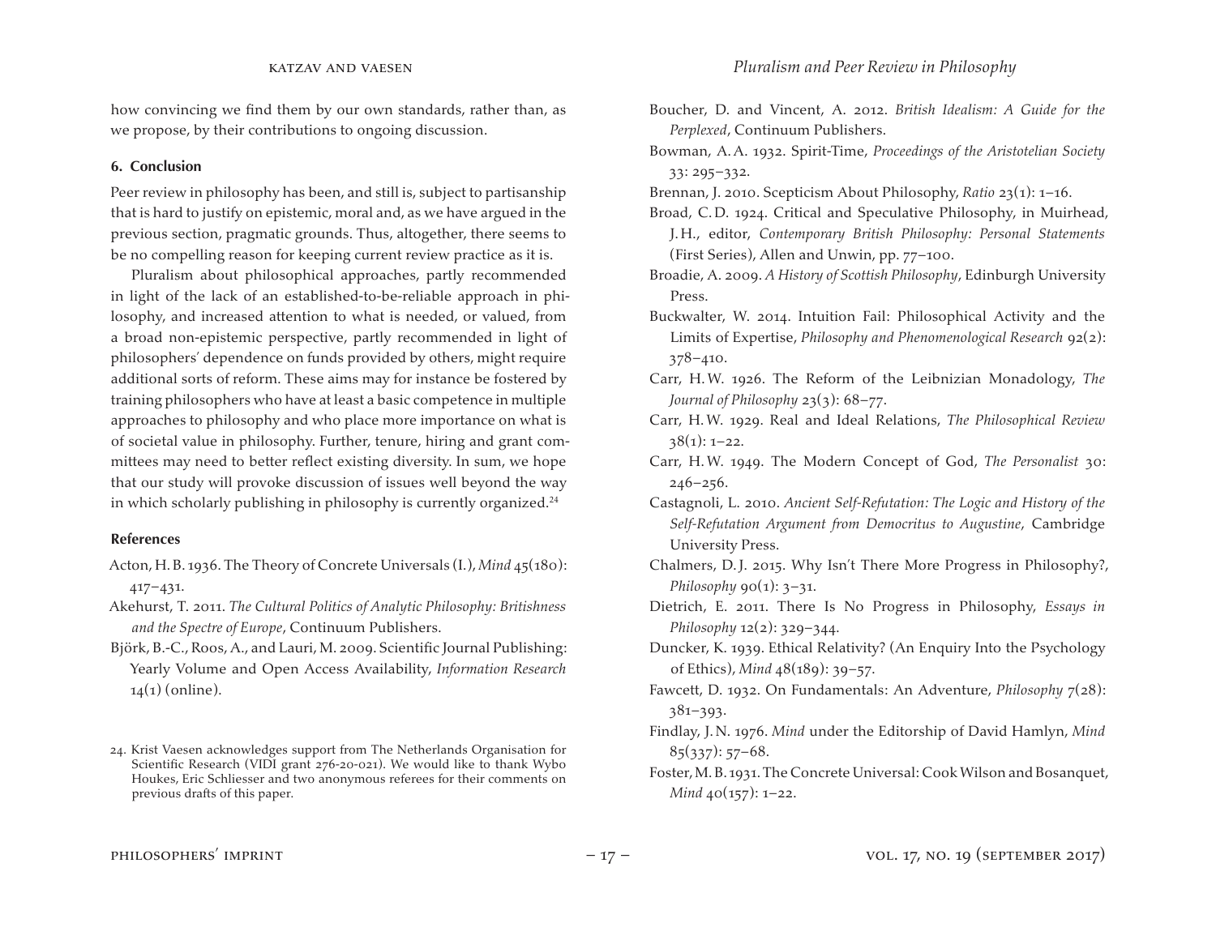how convincing we find them by our own standards, rather than, as we propose, by their contributions to ongoing discussion.

### 6. Conclusion

Peer review in philosophy has been, and still is, subject to partisanship that is hard to justify on epistemic, moral and, as we have argued in the previous section, pragmatic grounds. Thus, altogether, there seems to be no compelling reason for keeping current review practice as it is.

Pluralism about philosophical approaches, partly recommended in light of the lack of an established-to-be-reliable approach in philosophy, and increased attention to what is needed, or valued, from a broad non-epistemic perspective, partly recommended in light of philosophers' dependence on funds provided by others, might require additional sorts of reform. These aims may for instance be fostered by training philosophers who have at least a basic competence in multiple approaches to philosophy and who place more importance on what is of societal value in philosophy. Further, tenure, hiring and grant committees may need to better reflect existing diversity. In sum, we hope that our study will provoke discussion of issues well beyond the way in which scholarly publishing in philosophy is currently organized.[24]

### References

Acton, H. B. 1936. The Theory of Concrete Universals (I.), *Mind* 45(180): 417–431.

Akehurst, T. 2011. *The Cultural Politics of Analytic Philosophy: Britishness and the Spectre of Europe*, Continuum Publishers.

Björk, B.-C., Roos, A., and Lauri, M. 2009. Scientific Journal Publishing: Yearly Volume and Open Access Availability, *Information Research* 14(1) (online).

Boucher, D. and Vincent, A. 2012. *British Idealism: A Guide for the Perplexed*, Continuum Publishers.

Bowman, A. A. 1932. Spirit-Time, *Proceedings of the Aristotelian Society* 33: 295–332.

Brennan, J. 2010. Scepticism About Philosophy, *Ratio* 23(1): 1–16.

Broad, C. D. 1924. Critical and Speculative Philosophy, in Muirhead, J. H., editor, *Contemporary British Philosophy: Personal Statements* (First Series), Allen and Unwin, pp. 77–100.

Broadie, A. 2009. *A History of Scottish Philosophy*, Edinburgh University Press.

Buckwalter, W. 2014. Intuition Fail: Philosophical Activity and the Limits of Expertise, *Philosophy and Phenomenological Research* 92(2): 378–410.

Carr, H. W. 1926. The Reform of the Leibnizian Monadology, *The Journal of Philosophy* 23(3): 68–77.

Carr, H. W. 1929. Real and Ideal Relations, *The Philosophical Review* 38(1): 1–22.

Carr, H. W. 1949. The Modern Concept of God, *The Personalist* 30: 246–256.

Castagnoli, L. 2010. *Ancient Self-Refutation: The Logic and History of the Self-Refutation Argument from Democritus to Augustine*, Cambridge University Press.

Chalmers, D. J. 2015. Why Isn't There More Progress in Philosophy?, *Philosophy* 90(1): 3–31.

Dietrich, E. 2011. There Is No Progress in Philosophy, *Essays in Philosophy* 12(2): 329–344.

Duncker, K. 1939. Ethical Relativity? (An Enquiry Into the Psychology of Ethics), *Mind* 48(189): 39–57.

Fawcett, D. 1932. On Fundamentals: An Adventure, *Philosophy* 7(28): 381–393.

Findlay, J. N. 1976. *Mind* under the Editorship of David Hamlyn, *Mind* 85(337): 57–68.

Foster, M. B. 1931. The Concrete Universal: Cook Wilson and Bosanquet, *Mind* 40(157): 1–22.

---

24. Krist Vaesen acknowledges support from The Netherlands Organisation for Scientific Research (VIDI grant 276-20-021). We would like to thank Wybo Houkes, Eric Schliesser and two anonymous referees for their comments on previous drafts of this paper.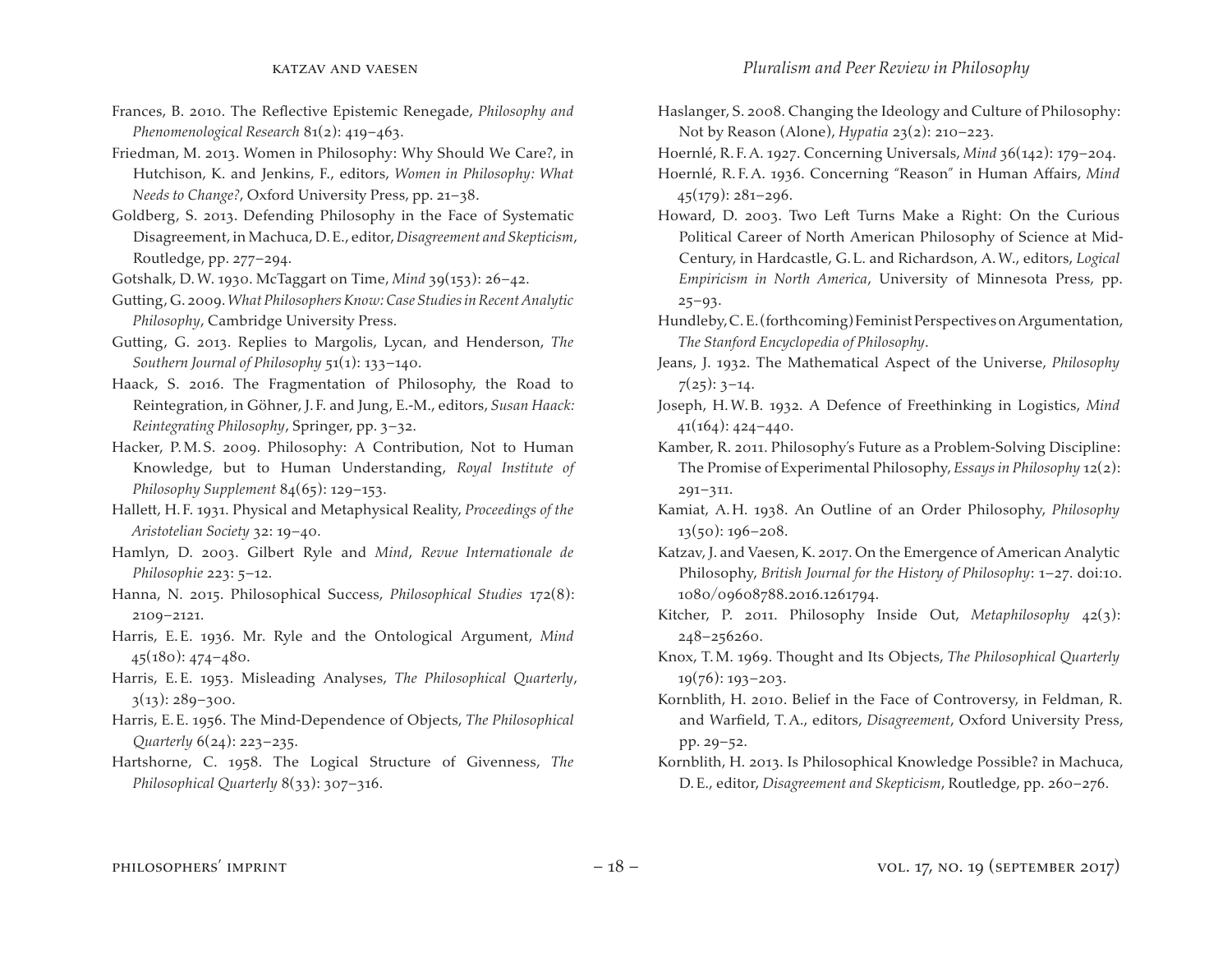Frances, B. 2010. The Reflective Epistemic Renegade, *Philosophy and Phenomenological Research* 81(2): 419–463.

Friedman, M. 2013. Women in Philosophy: Why Should We Care?, in Hutchison, K. and Jenkins, F., editors, *Women in Philosophy: What Needs to Change?*, Oxford University Press, pp. 21–38.

Goldberg, S. 2013. Defending Philosophy in the Face of Systematic Disagreement, in Machuca, D. E., editor, *Disagreement and Skepticism*, Routledge, pp. 277–294.

Gotshalk, D. W. 1930. McTaggart on Time, *Mind* 39(153): 26–42.

Gutting, G. 2009. *What Philosophers Know: Case Studies in Recent Analytic Philosophy*, Cambridge University Press.

Gutting, G. 2013. Replies to Margolis, Lycan, and Henderson, *The Southern Journal of Philosophy* 51(1): 133–140.

Haack, S. 2016. The Fragmentation of Philosophy, the Road to Reintegration, in Göhner, J. F. and Jung, E.-M., editors, *Susan Haack: Reintegrating Philosophy*, Springer, pp. 3–32.

Hacker, P. M. S. 2009. Philosophy: A Contribution, Not to Human Knowledge, but to Human Understanding, *Royal Institute of Philosophy Supplement* 84(65): 129–153.

Hallett, H. F. 1931. Physical and Metaphysical Reality, *Proceedings of the Aristotelian Society* 32: 19–40.

Hamlyn, D. 2003. Gilbert Ryle and *Mind*, *Revue Internationale de Philosophie* 223: 5–12.

Hanna, N. 2015. Philosophical Success, *Philosophical Studies* 172(8): 2109–2121.

Harris, E. E. 1936. Mr. Ryle and the Ontological Argument, *Mind* 45(180): 474–480.

Harris, E. E. 1953. Misleading Analyses, *The Philosophical Quarterly*, 3(13): 289–300.

Harris, E. E. 1956. The Mind-Dependence of Objects, *The Philosophical Quarterly* 6(24): 223–235.

Hartshorne, C. 1958. The Logical Structure of Givenness, *The Philosophical Quarterly* 8(33): 307–316.

Haslanger, S. 2008. Changing the Ideology and Culture of Philosophy: Not by Reason (Alone), *Hypatia* 23(2): 210–223.

Hoernlé, R. F. A. 1927. Concerning Universals, *Mind* 36(142): 179–204.

Hoernlé, R. F. A. 1936. Concerning "Reason" in Human Affairs, *Mind* 45(179): 281–296.

Howard, D. 2003. Two Left Turns Make a Right: On the Curious Political Career of North American Philosophy of Science at Mid-Century, in Hardcastle, G. L. and Richardson, A. W., editors, *Logical Empiricism in North America*, University of Minnesota Press, pp. 25–93.

Hundleby, C. E. (forthcoming) Feminist Perspectives on Argumentation, *The Stanford Encyclopedia of Philosophy*.

Jeans, J. 1932. The Mathematical Aspect of the Universe, *Philosophy* 7(25): 3–14.

Joseph, H. W. B. 1932. A Defence of Freethinking in Logistics, *Mind* 41(164): 424–440.

Kamber, R. 2011. Philosophy's Future as a Problem-Solving Discipline: The Promise of Experimental Philosophy, *Essays in Philosophy* 12(2): 291–311.

Kamiat, A. H. 1938. An Outline of an Order Philosophy, *Philosophy* 13(50): 196–208.

Katzav, J. and Vaesen, K. 2017. On the Emergence of American Analytic Philosophy, *British Journal for the History of Philosophy*: 1–27. doi:10.1080/09608788.2016.1261794.

Kitcher, P. 2011. Philosophy Inside Out, *Metaphilosophy* 42(3): 248–256260.

Knox, T. M. 1969. Thought and Its Objects, *The Philosophical Quarterly* 19(76): 193–203.

Kornblith, H. 2010. Belief in the Face of Controversy, in Feldman, R. and Warfield, T. A., editors, *Disagreement*, Oxford University Press, pp. 29–52.

Kornblith, H. 2013. Is Philosophical Knowledge Possible? in Machuca, D. E., editor, *Disagreement and Skepticism*, Routledge, pp. 260–276.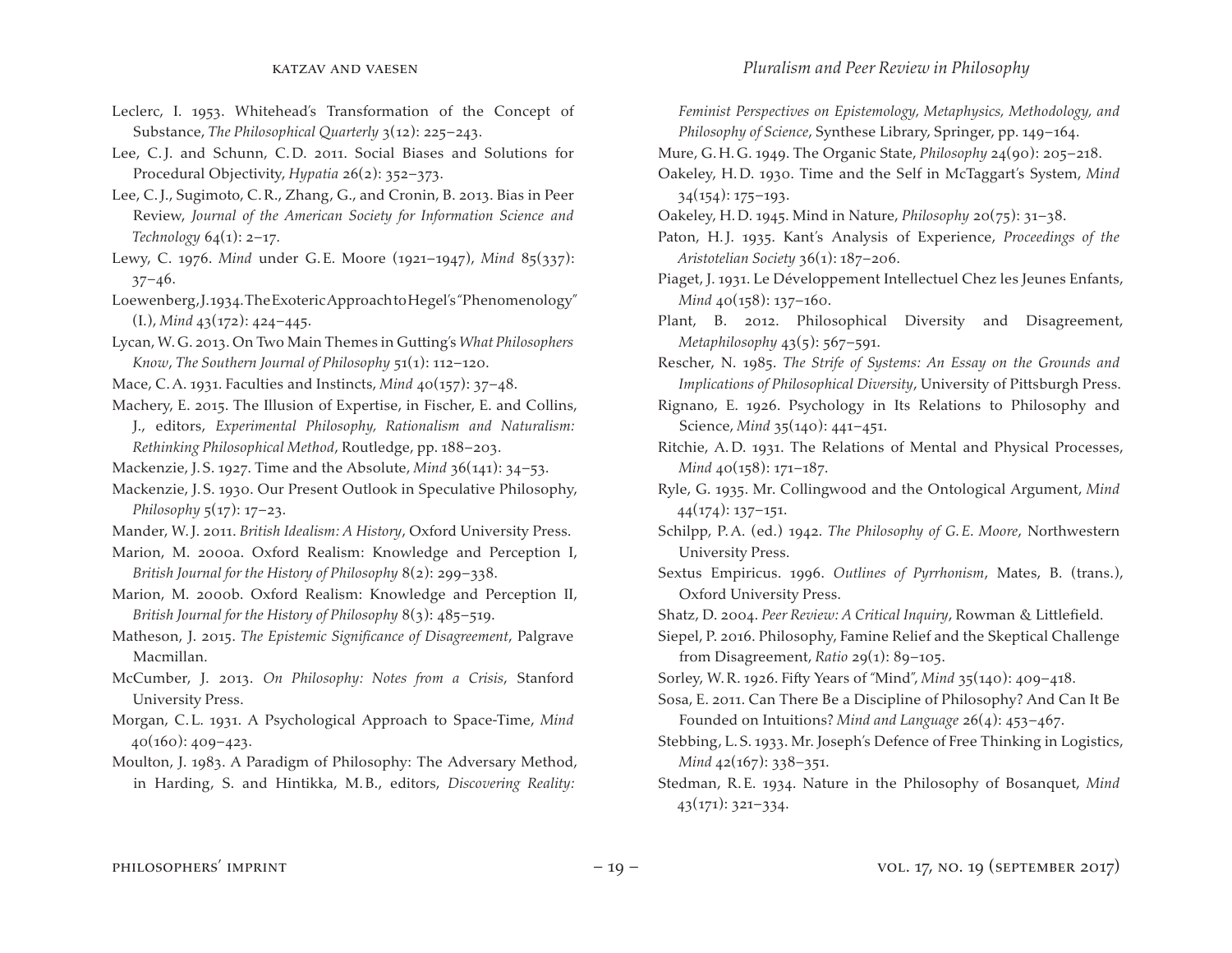Leclerc, I. 1953. Whitehead's Transformation of the Concept of Substance, *The Philosophical Quarterly* 3(12): 225–243.

Lee, C.J. and Schunn, C.D. 2011. Social Biases and Solutions for Procedural Objectivity, *Hypatia* 26(2): 352–373.

Lee, C.J., Sugimoto, C.R., Zhang, G., and Cronin, B. 2013. Bias in Peer Review, *Journal of the American Society for Information Science and Technology* 64(1): 2–17.

Lewy, C. 1976. *Mind* under G.E. Moore (1921–1947), *Mind* 85(337): 37–46.

Loewenberg, J. 1934. The Exoteric Approach to Hegel's "Phenomenology" (I.), *Mind* 43(172): 424–445.

Lycan, W.G. 2013. On Two Main Themes in Gutting's *What Philosophers Know*, *The Southern Journal of Philosophy* 51(1): 112–120.

Mace, C.A. 1931. Faculties and Instincts, *Mind* 40(157): 37–48.

Machery, E. 2015. The Illusion of Expertise, in Fischer, E. and Collins, J., editors, *Experimental Philosophy, Rationalism and Naturalism: Rethinking Philosophical Method*, Routledge, pp. 188–203.

Mackenzie, J.S. 1927. Time and the Absolute, *Mind* 36(141): 34–53.

Mackenzie, J.S. 1930. Our Present Outlook in Speculative Philosophy, *Philosophy* 5(17): 17–23.

Mander, W.J. 2011. *British Idealism: A History*, Oxford University Press.

Marion, M. 2000a. Oxford Realism: Knowledge and Perception I, *British Journal for the History of Philosophy* 8(2): 299–338.

Marion, M. 2000b. Oxford Realism: Knowledge and Perception II, *British Journal for the History of Philosophy* 8(3): 485–519.

Matheson, J. 2015. *The Epistemic Significance of Disagreement*, Palgrave Macmillan.

McCumber, J. 2013. *On Philosophy: Notes from a Crisis*, Stanford University Press.

Morgan, C.L. 1931. A Psychological Approach to Space-Time, *Mind* 40(160): 409–423.

Moulton, J. 1983. A Paradigm of Philosophy: The Adversary Method, in Harding, S. and Hintikka, M.B., editors, *Discovering Reality: Feminist Perspectives on Epistemology, Metaphysics, Methodology, and Philosophy of Science*, Synthese Library, Springer, pp. 149–164.

Mure, G.H.G. 1949. The Organic State, *Philosophy* 24(90): 205–218.

Oakeley, H.D. 1930. Time and the Self in McTaggart's System, *Mind* 34(154): 175–193.

Oakeley, H.D. 1945. Mind in Nature, *Philosophy* 20(75): 31–38.

Paton, H.J. 1935. Kant's Analysis of Experience, *Proceedings of the Aristotelian Society* 36(1): 187–206.

Piaget, J. 1931. Le Développement Intellectuel Chez les Jeunes Enfants, *Mind* 40(158): 137–160.

Plant, B. 2012. Philosophical Diversity and Disagreement, *Metaphilosophy* 43(5): 567–591.

Rescher, N. 1985. *The Strife of Systems: An Essay on the Grounds and Implications of Philosophical Diversity*, University of Pittsburgh Press.

Rignano, E. 1926. Psychology in Its Relations to Philosophy and Science, *Mind* 35(140): 441–451.

Ritchie, A.D. 1931. The Relations of Mental and Physical Processes, *Mind* 40(158): 171–187.

Ryle, G. 1935. Mr. Collingwood and the Ontological Argument, *Mind* 44(174): 137–151.

Schilpp, P.A. (ed.) 1942. *The Philosophy of G.E. Moore*, Northwestern University Press.

Sextus Empiricus. 1996. *Outlines of Pyrrhonism*, Mates, B. (trans.), Oxford University Press.

Shatz, D. 2004. *Peer Review: A Critical Inquiry*, Rowman & Littlefield.

Siepel, P. 2016. Philosophy, Famine Relief and the Skeptical Challenge from Disagreement, *Ratio* 29(1): 89–105.

Sorley, W.R. 1926. Fifty Years of "Mind", *Mind* 35(140): 409–418.

Sosa, E. 2011. Can There Be a Discipline of Philosophy? And Can It Be Founded on Intuitions? *Mind and Language* 26(4): 453–467.

Stebbing, L.S. 1933. Mr. Joseph's Defence of Free Thinking in Logistics, *Mind* 42(167): 338–351.

Stedman, R.E. 1934. Nature in the Philosophy of Bosanquet, *Mind* 43(171): 321–334.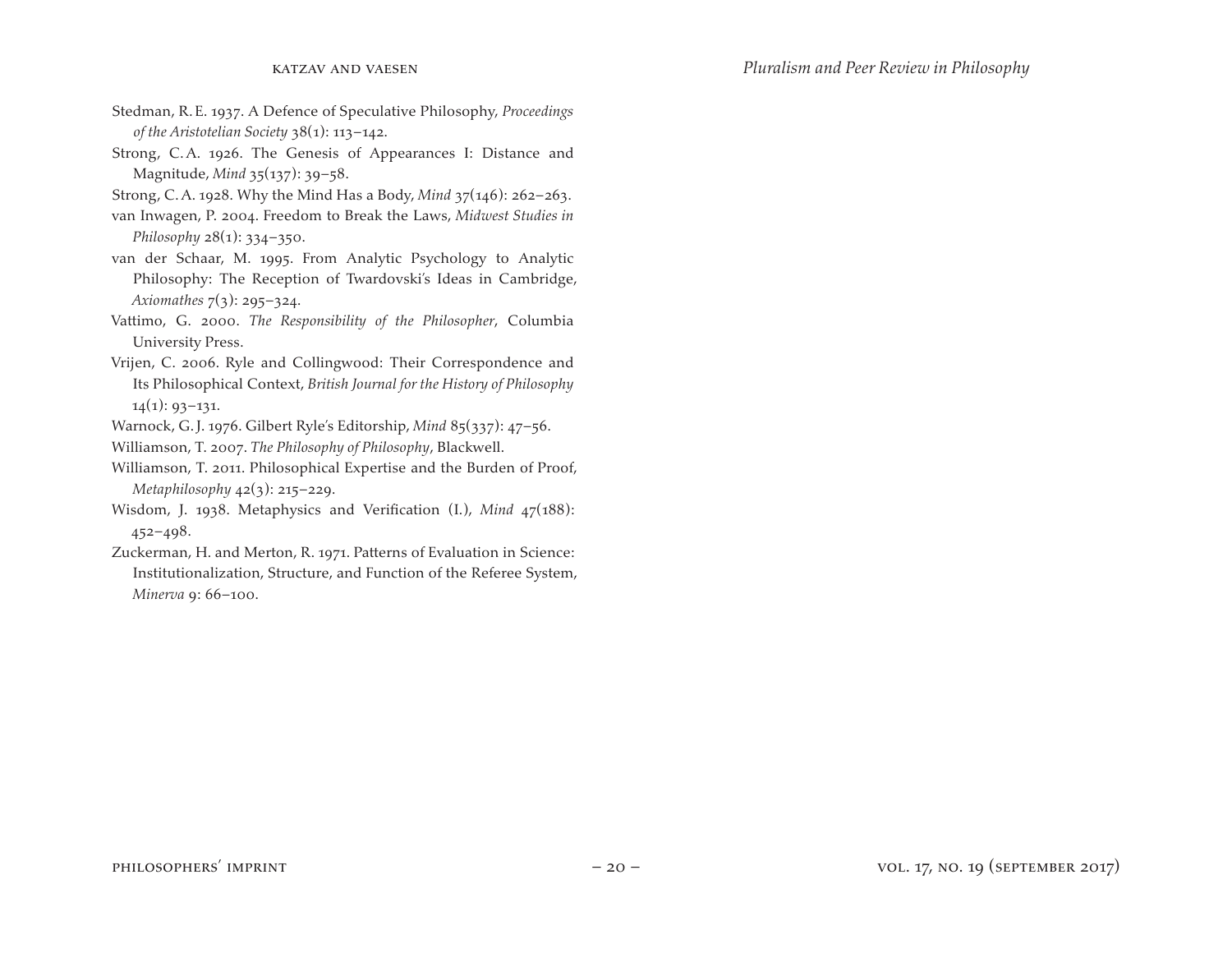Stedman, R. E. 1937. A Defence of Speculative Philosophy, *Proceedings of the Aristotelian Society* 38(1): 113–142.

Strong, C. A. 1926. The Genesis of Appearances I: Distance and Magnitude, *Mind* 35(137): 39–58.

Strong, C. A. 1928. Why the Mind Has a Body, *Mind* 37(146): 262–263.

van Inwagen, P. 2004. Freedom to Break the Laws, *Midwest Studies in Philosophy* 28(1): 334–350.

van der Schaar, M. 1995. From Analytic Psychology to Analytic Philosophy: The Reception of Twardovski's Ideas in Cambridge, *Axiomathes* 7(3): 295–324.

Vattimo, G. 2000. *The Responsibility of the Philosopher*, Columbia University Press.

Vrijen, C. 2006. Ryle and Collingwood: Their Correspondence and Its Philosophical Context, *British Journal for the History of Philosophy* 14(1): 93–131.

Warnock, G. J. 1976. Gilbert Ryle's Editorship, *Mind* 85(337): 47–56.

Williamson, T. 2007. *The Philosophy of Philosophy*, Blackwell.

Williamson, T. 2011. Philosophical Expertise and the Burden of Proof, *Metaphilosophy* 42(3): 215–229.

Wisdom, J. 1938. Metaphysics and Verification (I.), *Mind* 47(188): 452–498.

Zuckerman, H. and Merton, R. 1971. Patterns of Evaluation in Science: Institutionalization, Structure, and Function of the Referee System, *Minerva* 9: 66–100.